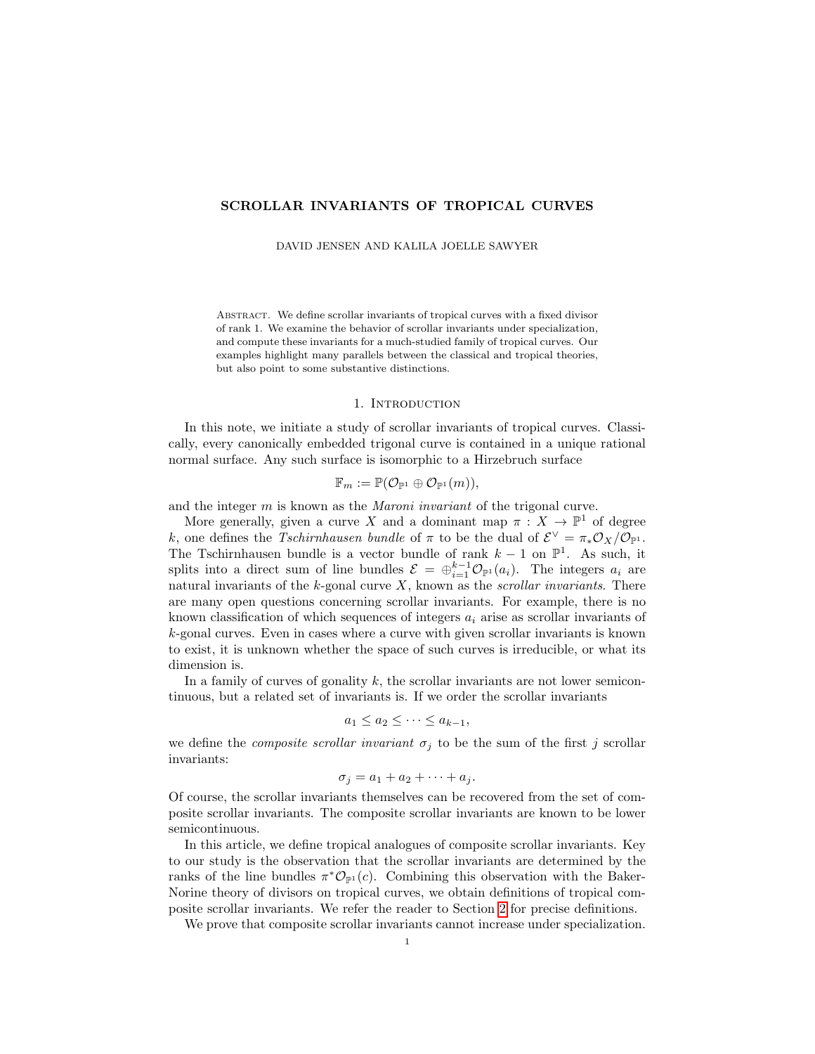# SCROLLAR INVARIANTS OF TROPICAL CURVES

DAVID JENSEN AND KALILA JOELLE SAWYER

Abstract. We define scrollar invariants of tropical curves with a fixed divisor of rank 1. We examine the behavior of scrollar invariants under specialization, and compute these invariants for a much-studied family of tropical curves. Our examples highlight many parallels between the classical and tropical theories, but also point to some substantive distinctions.

## 1. Introduction

In this note, we initiate a study of scrollar invariants of tropical curves. Classically, every canonically embedded trigonal curve is contained in a unique rational normal surface. Any such surface is isomorphic to a Hirzebruch surface

$$\mathbb{F}_m := \mathbb{P}(\mathcal{O}_{\mathbb{P}^1} \oplus \mathcal{O}_{\mathbb{P}^1}(m)),$$

and the integer $m$ is known as the *Maroni invariant* of the trigonal curve.

More generally, given a curve $X$ and a dominant map $\pi : X \to \mathbb{P}^1$ of degree $k$, one defines the *Tschirnhausen bundle* of $\pi$ to be the dual of $\mathcal{E}^\vee = \pi_* \mathcal{O}_X / \mathcal{O}_{\mathbb{P}^1}$. The Tschirnhausen bundle is a vector bundle of rank $k-1$ on $\mathbb{P}^1$. As such, it splits into a direct sum of line bundles $\mathcal{E} = \oplus_{i=1}^{k-1} \mathcal{O}_{\mathbb{P}^1}(a_i)$. The integers $a_i$ are natural invariants of the $k$-gonal curve $X$, known as the *scrollar invariants*. There are many open questions concerning scrollar invariants. For example, there is no known classification of which sequences of integers $a_i$ arise as scrollar invariants of $k$-gonal curves. Even in cases where a curve with given scrollar invariants is known to exist, it is unknown whether the space of such curves is irreducible, or what its dimension is.

In a family of curves of gonality $k$, the scrollar invariants are not lower semicontinuous, but a related set of invariants is. If we order the scrollar invariants

$$a_1 \leq a_2 \leq \cdots \leq a_{k-1},$$

we define the *composite scrollar invariant* $\sigma_j$ to be the sum of the first $j$ scrollar invariants:

$$\sigma_j = a_1 + a_2 + \cdots + a_j.$$

Of course, the scrollar invariants themselves can be recovered from the set of composite scrollar invariants. The composite scrollar invariants are known to be lower semicontinuous.

In this article, we define tropical analogues of composite scrollar invariants. Key to our study is the observation that the scrollar invariants are determined by the ranks of the line bundles $\pi^* \mathcal{O}_{\mathbb{P}^1}(c)$. Combining this observation with the Baker-Norine theory of divisors on tropical curves, we obtain definitions of tropical composite scrollar invariants. We refer the reader to Section 2 for precise definitions.

We prove that composite scrollar invariants cannot increase under specialization.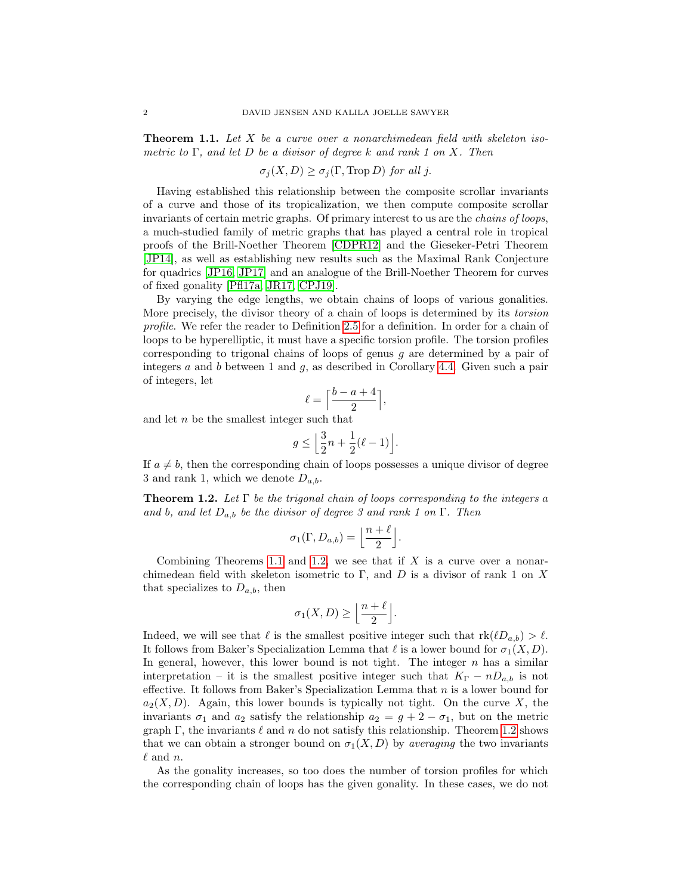**Theorem 1.1.** *Let $X$ be a curve over a nonarchimedean field with skeleton isometric to $\Gamma$, and let $D$ be a divisor of degree $k$ and rank 1 on $X$. Then*

$$\sigma_j(X, D) \geq \sigma_j(\Gamma, \operatorname{Trop} D) \text{ for all } j.$$

Having established this relationship between the composite scrollar invariants of a curve and those of its tropicalization, we then compute composite scrollar invariants of certain metric graphs. Of primary interest to us are the *chains of loops*, a much-studied family of metric graphs that has played a central role in tropical proofs of the Brill-Noether Theorem [CDPR12] and the Gieseker-Petri Theorem [JP14], as well as establishing new results such as the Maximal Rank Conjecture for quadrics [JP16, JP17] and an analogue of the Brill-Noether Theorem for curves of fixed gonality [Pfl17a, JR17, CPJ19].

By varying the edge lengths, we obtain chains of loops of various gonalities. More precisely, the divisor theory of a chain of loops is determined by its *torsion profile*. We refer the reader to Definition 2.5 for a definition. In order for a chain of loops to be hyperelliptic, it must have a specific torsion profile. The torsion profiles corresponding to trigonal chains of loops of genus $g$ are determined by a pair of integers $a$ and $b$ between 1 and $g$, as described in Corollary 4.4. Given such a pair of integers, let

$$\ell = \left\lceil \frac{b - a + 4}{2} \right\rceil,$$

and let $n$ be the smallest integer such that

$$g \leq \left\lfloor \frac{3}{2}n + \frac{1}{2}(\ell - 1) \right\rfloor.$$

If $a \neq b$, then the corresponding chain of loops possesses a unique divisor of degree 3 and rank 1, which we denote $D_{a,b}$.

**Theorem 1.2.** *Let $\Gamma$ be the trigonal chain of loops corresponding to the integers $a$ and $b$, and let $D_{a,b}$ be the divisor of degree 3 and rank 1 on $\Gamma$. Then*

$$\sigma_1(\Gamma, D_{a,b}) = \left\lfloor \frac{n + \ell}{2} \right\rfloor.$$

Combining Theorems 1.1 and 1.2, we see that if $X$ is a curve over a nonarchimedean field with skeleton isometric to $\Gamma$, and $D$ is a divisor of rank 1 on $X$ that specializes to $D_{a,b}$, then

$$\sigma_1(X, D) \geq \left\lfloor \frac{n + \ell}{2} \right\rfloor.$$

Indeed, we will see that $\ell$ is the smallest positive integer such that $\operatorname{rk}(\ell D_{a,b}) > \ell$. It follows from Baker's Specialization Lemma that $\ell$ is a lower bound for $\sigma_1(X, D)$. In general, however, this lower bound is not tight. The integer $n$ has a similar interpretation – it is the smallest positive integer such that $K_\Gamma - nD_{a,b}$ is not effective. It follows from Baker's Specialization Lemma that $n$ is a lower bound for $a_2(X, D)$. Again, this lower bounds is typically not tight. On the curve $X$, the invariants $\sigma_1$ and $a_2$ satisfy the relationship $a_2 = g + 2 - \sigma_1$, but on the metric graph $\Gamma$, the invariants $\ell$ and $n$ do not satisfy this relationship. Theorem 1.2 shows that we can obtain a stronger bound on $\sigma_1(X, D)$ by *averaging* the two invariants $\ell$ and $n$.

As the gonality increases, so too does the number of torsion profiles for which the corresponding chain of loops has the given gonality. In these cases, we do not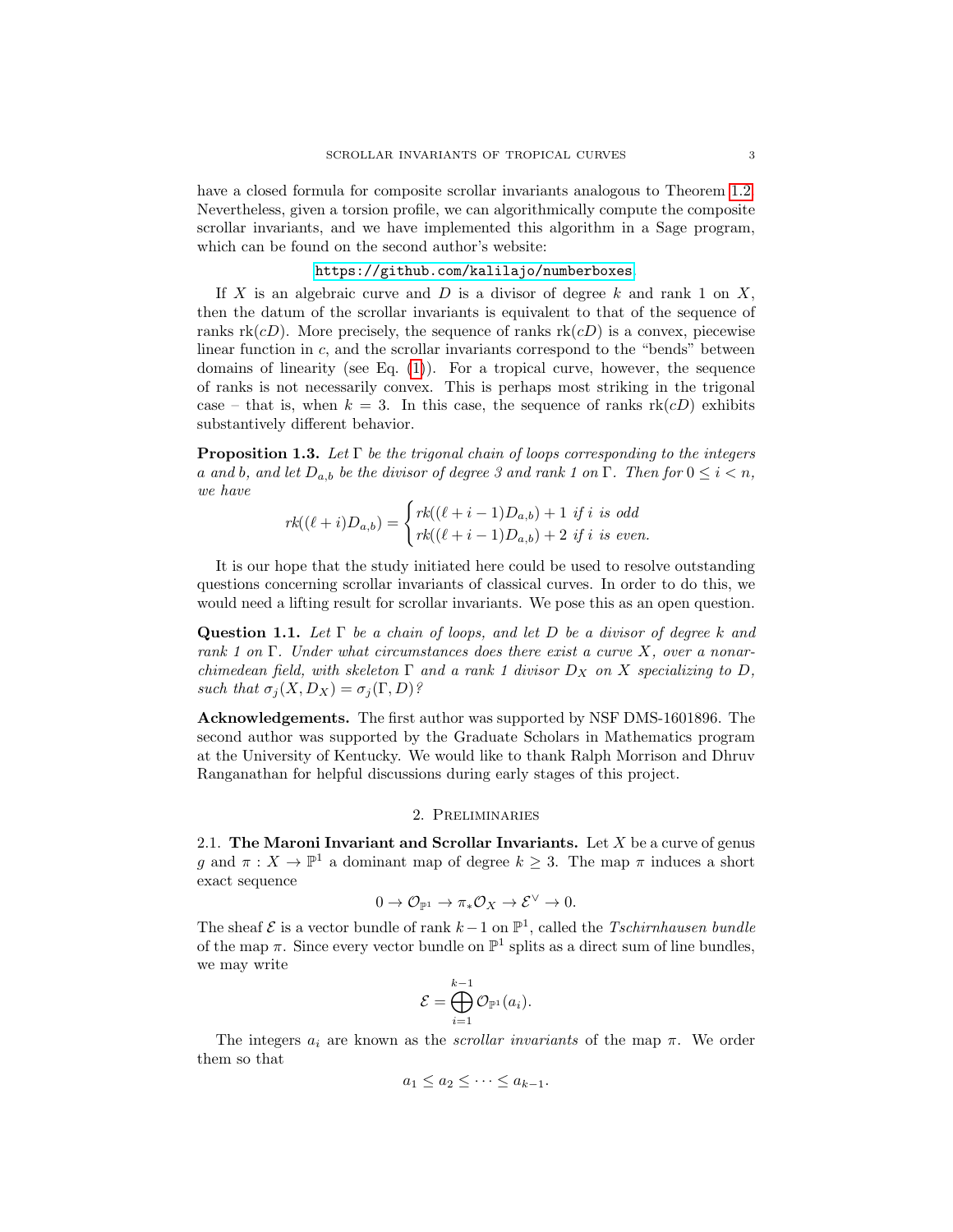have a closed formula for composite scrollar invariants analogous to Theorem 1.2. Nevertheless, given a torsion profile, we can algorithmically compute the composite scrollar invariants, and we have implemented this algorithm in a Sage program, which can be found on the second author's website:

https://github.com/kalilajo/numberboxes.

If $X$ is an algebraic curve and $D$ is a divisor of degree $k$ and rank 1 on $X$, then the datum of the scrollar invariants is equivalent to that of the sequence of ranks $\mathrm{rk}(cD)$. More precisely, the sequence of ranks $\mathrm{rk}(cD)$ is a convex, piecewise linear function in $c$, and the scrollar invariants correspond to the "bends" between domains of linearity (see Eq. (1)). For a tropical curve, however, the sequence of ranks is not necessarily convex. This is perhaps most striking in the trigonal case – that is, when $k = 3$. In this case, the sequence of ranks $\mathrm{rk}(cD)$ exhibits substantively different behavior.

**Proposition 1.3.** *Let $\Gamma$ be the trigonal chain of loops corresponding to the integers $a$ and $b$, and let $D_{a,b}$ be the divisor of degree 3 and rank 1 on $\Gamma$. Then for $0 \leq i < n$, we have*

$$rk((\ell+i)D_{a,b}) = \begin{cases} rk((\ell+i-1)D_{a,b}) + 1 \text{ if } i \text{ is odd} \\ rk((\ell+i-1)D_{a,b}) + 2 \text{ if } i \text{ is even.} \end{cases}$$

It is our hope that the study initiated here could be used to resolve outstanding questions concerning scrollar invariants of classical curves. In order to do this, we would need a lifting result for scrollar invariants. We pose this as an open question.

**Question 1.1.** *Let $\Gamma$ be a chain of loops, and let $D$ be a divisor of degree $k$ and rank 1 on $\Gamma$. Under what circumstances does there exist a curve $X$, over a nonarchimedean field, with skeleton $\Gamma$ and a rank 1 divisor $D_X$ on $X$ specializing to $D$, such that $\sigma_j(X, D_X) = \sigma_j(\Gamma, D)$?*

**Acknowledgements.** The first author was supported by NSF DMS-1601896. The second author was supported by the Graduate Scholars in Mathematics program at the University of Kentucky. We would like to thank Ralph Morrison and Dhruv Ranganathan for helpful discussions during early stages of this project.

## 2. Preliminaries

### 2.1. The Maroni Invariant and Scrollar Invariants.

Let $X$ be a curve of genus $g$ and $\pi : X \to \mathbb{P}^1$ a dominant map of degree $k \geq 3$. The map $\pi$ induces a short exact sequence

$$0 \to \mathcal{O}_{\mathbb{P}^1} \to \pi_* \mathcal{O}_X \to \mathcal{E}^\vee \to 0.$$

The sheaf $\mathcal{E}$ is a vector bundle of rank $k-1$ on $\mathbb{P}^1$, called the *Tschirnhausen bundle* of the map $\pi$. Since every vector bundle on $\mathbb{P}^1$ splits as a direct sum of line bundles, we may write

$$\mathcal{E} = \bigoplus_{i=1}^{k-1} \mathcal{O}_{\mathbb{P}^1}(a_i).$$

The integers $a_i$ are known as the *scrollar invariants* of the map $\pi$. We order them so that

$$a_1 \leq a_2 \leq \cdots \leq a_{k-1}.$$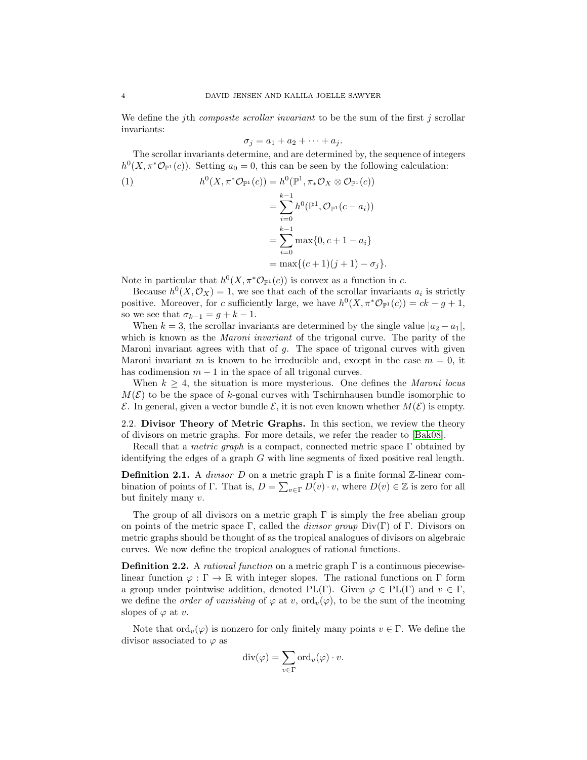We define the $j$th *composite scrollar invariant* to be the sum of the first $j$ scrollar invariants:

$$\sigma_j = a_1 + a_2 + \cdots + a_j.$$

The scrollar invariants determine, and are determined by, the sequence of integers $h^0(X, \pi^*\mathcal{O}_{\mathbb{P}^1}(c))$. Setting $a_0 = 0$, this can be seen by the following calculation:

$$\begin{aligned}
h^0(X, \pi^*\mathcal{O}_{\mathbb{P}^1}(c)) &= h^0(\mathbb{P}^1, \pi_*\mathcal{O}_X \otimes \mathcal{O}_{\mathbb{P}^1}(c)) \\
&= \sum_{i=0}^{k-1} h^0(\mathbb{P}^1, \mathcal{O}_{\mathbb{P}^1}(c - a_i)) \\
&= \sum_{i=0}^{k-1} \max\{0, c + 1 - a_i\} \\
&= \max\{(c+1)(j+1) - \sigma_j\}.
\end{aligned} \tag{1}$$

Note in particular that $h^0(X, \pi^*\mathcal{O}_{\mathbb{P}^1}(c))$ is convex as a function in $c$.

Because $h^0(X, \mathcal{O}_X) = 1$, we see that each of the scrollar invariants $a_i$ is strictly positive. Moreover, for $c$ sufficiently large, we have $h^0(X, \pi^*\mathcal{O}_{\mathbb{P}^1}(c)) = ck - g + 1$, so we see that $\sigma_{k-1} = g + k - 1$.

When $k = 3$, the scrollar invariants are determined by the single value $|a_2 - a_1|$, which is known as the *Maroni invariant* of the trigonal curve. The parity of the Maroni invariant agrees with that of $g$. The space of trigonal curves with given Maroni invariant $m$ is known to be irreducible and, except in the case $m = 0$, it has codimension $m - 1$ in the space of all trigonal curves.

When $k \geq 4$, the situation is more mysterious. One defines the *Maroni locus* $M(\mathcal{E})$ to be the space of $k$-gonal curves with Tschirnhausen bundle isomorphic to $\mathcal{E}$. In general, given a vector bundle $\mathcal{E}$, it is not even known whether $M(\mathcal{E})$ is empty.

## 2.2. Divisor Theory of Metric Graphs.

In this section, we review the theory of divisors on metric graphs. For more details, we refer the reader to [Bak08].

Recall that a *metric graph* is a compact, connected metric space $\Gamma$ obtained by identifying the edges of a graph $G$ with line segments of fixed positive real length.

**Definition 2.1.** A *divisor* $D$ on a metric graph $\Gamma$ is a finite formal $\mathbb{Z}$-linear combination of points of $\Gamma$. That is, $D = \sum_{v \in \Gamma} D(v) \cdot v$, where $D(v) \in \mathbb{Z}$ is zero for all but finitely many $v$.

The group of all divisors on a metric graph $\Gamma$ is simply the free abelian group on points of the metric space $\Gamma$, called the *divisor group* $\mathrm{Div}(\Gamma)$ of $\Gamma$. Divisors on metric graphs should be thought of as the tropical analogues of divisors on algebraic curves. We now define the tropical analogues of rational functions.

**Definition 2.2.** A *rational function* on a metric graph $\Gamma$ is a continuous piecewise-linear function $\varphi : \Gamma \to \mathbb{R}$ with integer slopes. The rational functions on $\Gamma$ form a group under pointwise addition, denoted $\mathrm{PL}(\Gamma)$. Given $\varphi \in \mathrm{PL}(\Gamma)$ and $v \in \Gamma$, we define the *order of vanishing* of $\varphi$ at $v$, $\mathrm{ord}_v(\varphi)$, to be the sum of the incoming slopes of $\varphi$ at $v$.

Note that $\mathrm{ord}_v(\varphi)$ is nonzero for only finitely many points $v \in \Gamma$. We define the divisor associated to $\varphi$ as

$$\mathrm{div}(\varphi) = \sum_{v \in \Gamma} \mathrm{ord}_v(\varphi) \cdot v.$$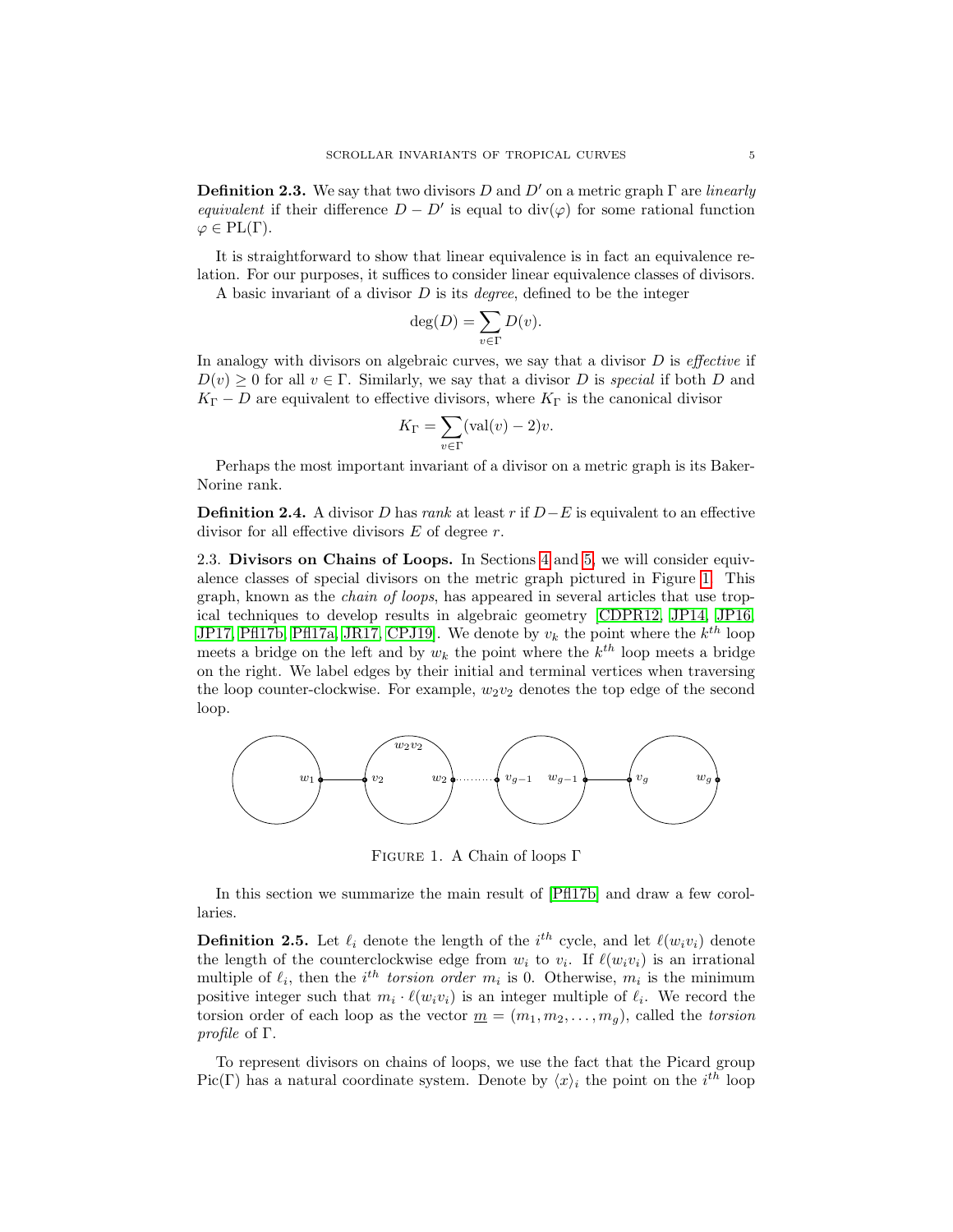**Definition 2.3.** We say that two divisors $D$ and $D'$ on a metric graph $\Gamma$ are *linearly equivalent* if their difference $D - D'$ is equal to $\mathrm{div}(\varphi)$ for some rational function $\varphi \in \mathrm{PL}(\Gamma)$.

It is straightforward to show that linear equivalence is in fact an equivalence relation. For our purposes, it suffices to consider linear equivalence classes of divisors.

A basic invariant of a divisor $D$ is its *degree*, defined to be the integer

$$\deg(D) = \sum_{v \in \Gamma} D(v).$$

In analogy with divisors on algebraic curves, we say that a divisor $D$ is *effective* if $D(v) \geq 0$ for all $v \in \Gamma$. Similarly, we say that a divisor $D$ is *special* if both $D$ and $K_\Gamma - D$ are equivalent to effective divisors, where $K_\Gamma$ is the canonical divisor

$$K_\Gamma = \sum_{v \in \Gamma} (\mathrm{val}(v) - 2)v.$$

Perhaps the most important invariant of a divisor on a metric graph is its Baker-Norine rank.

**Definition 2.4.** A divisor $D$ has *rank* at least $r$ if $D - E$ is equivalent to an effective divisor for all effective divisors $E$ of degree $r$.

2.3. **Divisors on Chains of Loops.** In Sections 4 and 5, we will consider equivalence classes of special divisors on the metric graph pictured in Figure 1. This graph, known as the *chain of loops*, has appeared in several articles that use tropical techniques to develop results in algebraic geometry [CDPR12, JP14, JP16, JP17, Pfl17b, Pfl17a, JR17, CPJ19]. We denote by $v_k$ the point where the $k^{th}$ loop meets a bridge on the left and by $w_k$ the point where the $k^{th}$ loop meets a bridge on the right. We label edges by their initial and terminal vertices when traversing the loop counter-clockwise. For example, $w_2v_2$ denotes the top edge of the second loop.

Figure 1. A Chain of loops $\Gamma$

In this section we summarize the main result of [Pfl17b] and draw a few corollaries.

**Definition 2.5.** Let $\ell_i$ denote the length of the $i^{th}$ cycle, and let $\ell(w_iv_i)$ denote the length of the counterclockwise edge from $w_i$ to $v_i$. If $\ell(w_iv_i)$ is an irrational multiple of $\ell_i$, then the $i^{th}$ *torsion order* $m_i$ is 0. Otherwise, $m_i$ is the minimum positive integer such that $m_i \cdot \ell(w_iv_i)$ is an integer multiple of $\ell_i$. We record the torsion order of each loop as the vector $\underline{m} = (m_1, m_2, \ldots, m_g)$, called the *torsion profile* of $\Gamma$.

To represent divisors on chains of loops, we use the fact that the Picard group $\mathrm{Pic}(\Gamma)$ has a natural coordinate system. Denote by $\langle x \rangle_i$ the point on the $i^{th}$ loop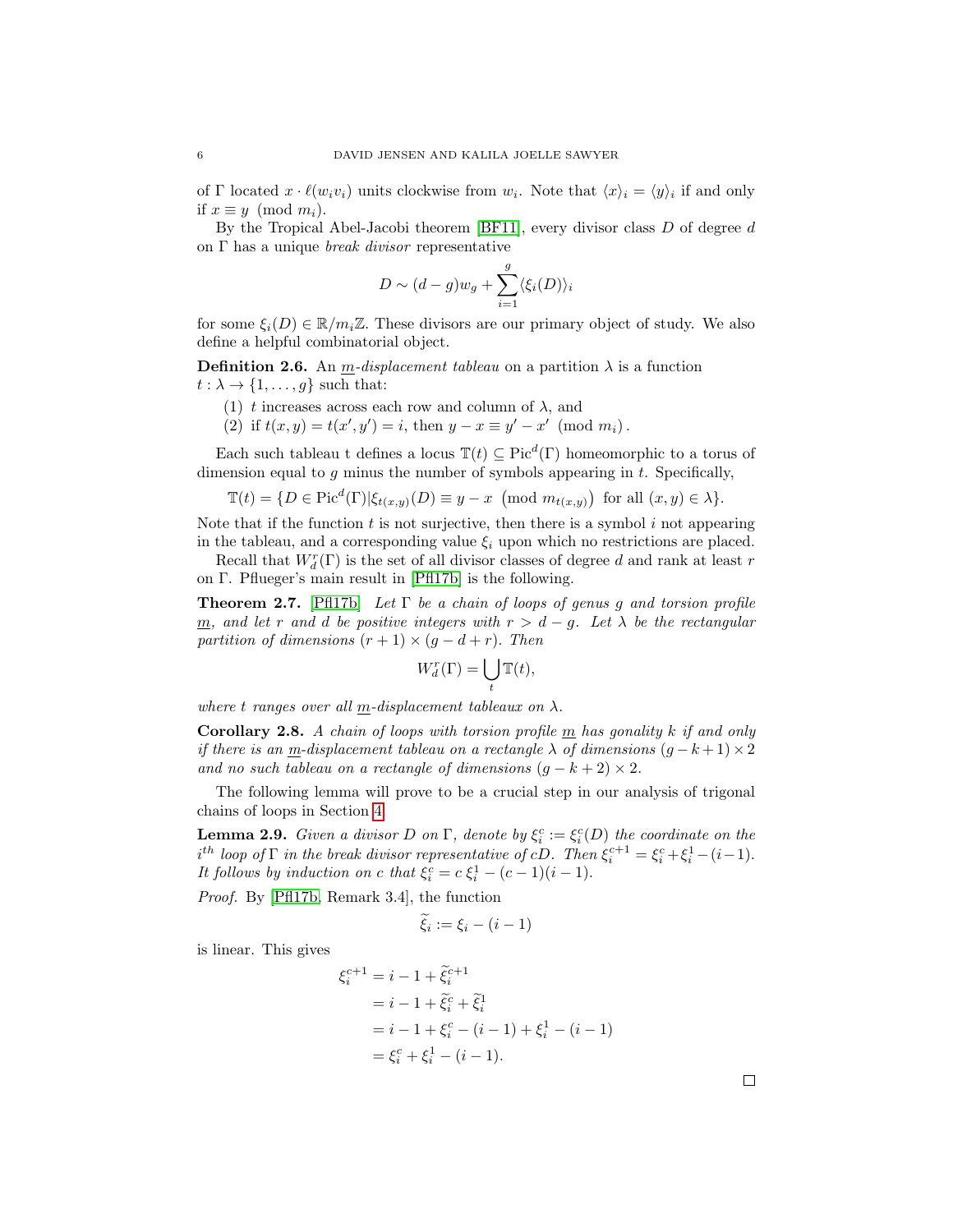of $\Gamma$ located $x \cdot \ell(w_i v_i)$ units clockwise from $w_i$. Note that $\langle x \rangle_i = \langle y \rangle_i$ if and only if $x \equiv y \pmod{m_i}$.

By the Tropical Abel-Jacobi theorem [BF11], every divisor class $D$ of degree $d$ on $\Gamma$ has a unique *break divisor* representative

$$D \sim (d-g)w_g + \sum_{i=1}^{g} \langle \xi_i(D) \rangle_i$$

for some $\xi_i(D) \in \mathbb{R}/m_i\mathbb{Z}$. These divisors are our primary object of study. We also define a helpful combinatorial object.

**Definition 2.6.** An $\underline{m}$*-displacement tableau* on a partition $\lambda$ is a function $t : \lambda \to \{1, \ldots, g\}$ such that:

1. $t$ increases across each row and column of $\lambda$, and
2. if $t(x,y) = t(x',y') = i$, then $y - x \equiv y' - x' \pmod{m_i}$.

Each such tableau t defines a locus $\mathbb{T}(t) \subseteq \mathrm{Pic}^d(\Gamma)$ homeomorphic to a torus of dimension equal to $g$ minus the number of symbols appearing in $t$. Specifically,

$$\mathbb{T}(t) = \{D \in \mathrm{Pic}^d(\Gamma) | \xi_{t(x,y)}(D) \equiv y - x \pmod{m_{t(x,y)}} \text{ for all } (x,y) \in \lambda\}.$$

Note that if the function $t$ is not surjective, then there is a symbol $i$ not appearing in the tableau, and a corresponding value $\xi_i$ upon which no restrictions are placed.

Recall that $W^r_d(\Gamma)$ is the set of all divisor classes of degree $d$ and rank at least $r$ on $\Gamma$. Pflueger's main result in [Pfl17b] is the following.

**Theorem 2.7.** [Pfl17b] *Let $\Gamma$ be a chain of loops of genus $g$ and torsion profile $\underline{m}$, and let $r$ and $d$ be positive integers with $r > d - g$. Let $\lambda$ be the rectangular partition of dimensions $(r+1) \times (g - d + r)$. Then*

$$W^r_d(\Gamma) = \bigcup_t \mathbb{T}(t),$$

*where $t$ ranges over all $\underline{m}$-displacement tableaux on $\lambda$.*

**Corollary 2.8.** *A chain of loops with torsion profile $\underline{m}$ has gonality $k$ if and only if there is an $\underline{m}$-displacement tableau on a rectangle $\lambda$ of dimensions $(g-k+1) \times 2$ and no such tableau on a rectangle of dimensions $(g-k+2) \times 2$.*

The following lemma will prove to be a crucial step in our analysis of trigonal chains of loops in Section 4.

**Lemma 2.9.** *Given a divisor $D$ on $\Gamma$, denote by $\xi^c_i := \xi^c_i(D)$ the coordinate on the $i^{th}$ loop of $\Gamma$ in the break divisor representative of $cD$. Then $\xi^{c+1}_i = \xi^c_i + \xi^1_i - (i-1)$. It follows by induction on $c$ that $\xi^c_i = c\,\xi^1_i - (c-1)(i-1)$.*

*Proof.* By [Pfl17b, Remark 3.4], the function

$$\widetilde{\xi}_i := \xi_i - (i-1)$$

is linear. This gives

$$\begin{aligned}
\xi^{c+1}_i &= i - 1 + \widetilde{\xi}^{c+1}_i \\
&= i - 1 + \widetilde{\xi}^c_i + \widetilde{\xi}^1_i \\
&= i - 1 + \xi^c_i - (i-1) + \xi^1_i - (i-1) \\
&= \xi^c_i + \xi^1_i - (i-1).
\end{aligned}$$

□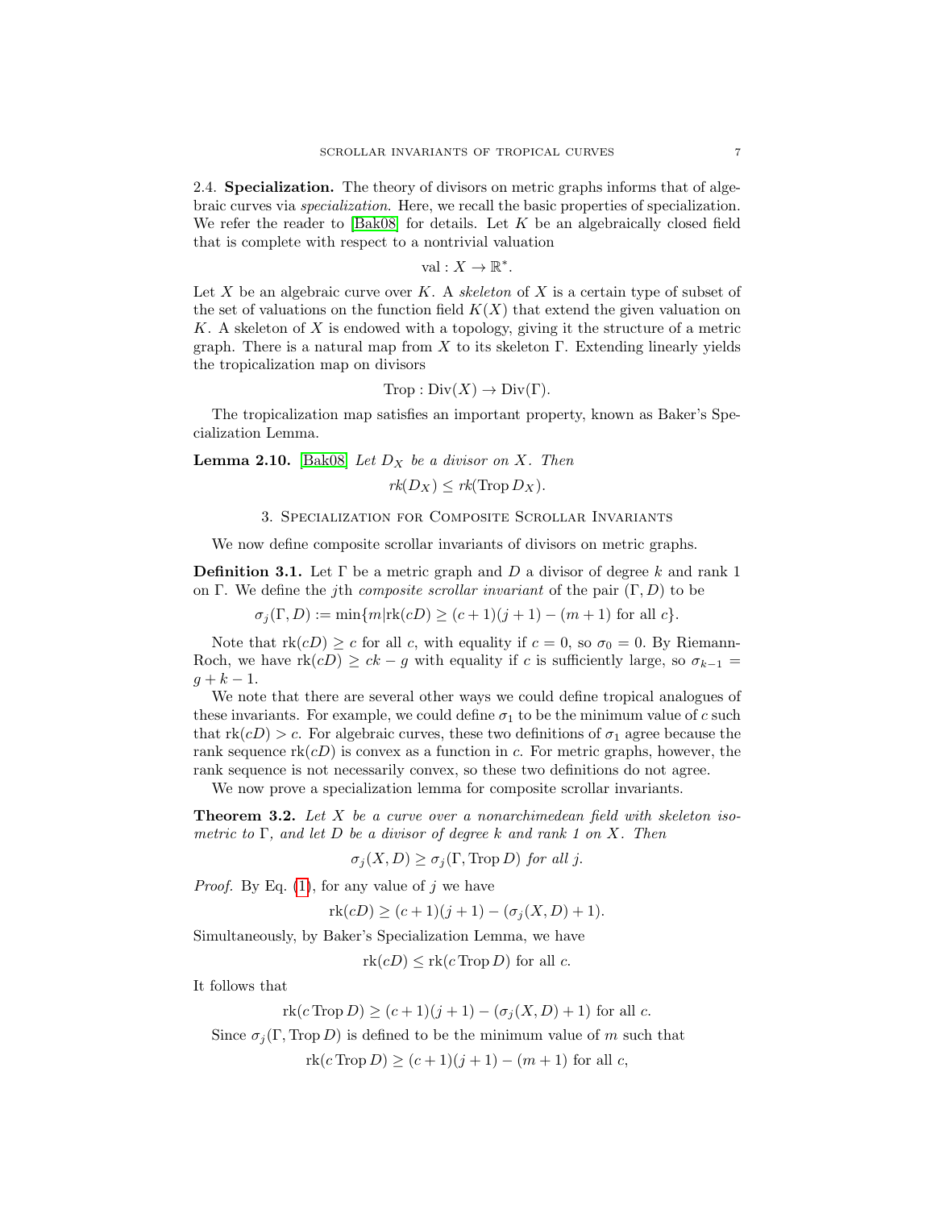**2.4. Specialization.** The theory of divisors on metric graphs informs that of algebraic curves via *specialization*. Here, we recall the basic properties of specialization. We refer the reader to [Bak08] for details. Let $K$ be an algebraically closed field that is complete with respect to a nontrivial valuation

$$\text{val} : X \to \mathbb{R}^*.$$

Let $X$ be an algebraic curve over $K$. A *skeleton* of $X$ is a certain type of subset of the set of valuations on the function field $K(X)$ that extend the given valuation on $K$. A skeleton of $X$ is endowed with a topology, giving it the structure of a metric graph. There is a natural map from $X$ to its skeleton $\Gamma$. Extending linearly yields the tropicalization map on divisors

$$\text{Trop} : \text{Div}(X) \to \text{Div}(\Gamma).$$

The tropicalization map satisfies an important property, known as Baker's Specialization Lemma.

**Lemma 2.10.** [Bak08] *Let $D_X$ be a divisor on $X$. Then*

$$rk(D_X) \leq rk(\text{Trop}\, D_X).$$

## 3. Specialization for Composite Scrollar Invariants

We now define composite scrollar invariants of divisors on metric graphs.

**Definition 3.1.** Let $\Gamma$ be a metric graph and $D$ a divisor of degree $k$ and rank 1 on $\Gamma$. We define the $j$th *composite scrollar invariant* of the pair $(\Gamma, D)$ to be

$$\sigma_j(\Gamma, D) := \min\{m|\text{rk}(cD) \geq (c+1)(j+1) - (m+1) \text{ for all } c\}.$$

Note that $\text{rk}(cD) \geq c$ for all $c$, with equality if $c = 0$, so $\sigma_0 = 0$. By Riemann-Roch, we have $\text{rk}(cD) \geq ck - g$ with equality if $c$ is sufficiently large, so $\sigma_{k-1} = g + k - 1$.

We note that there are several other ways we could define tropical analogues of these invariants. For example, we could define $\sigma_1$ to be the minimum value of $c$ such that $\text{rk}(cD) > c$. For algebraic curves, these two definitions of $\sigma_1$ agree because the rank sequence $\text{rk}(cD)$ is convex as a function in $c$. For metric graphs, however, the rank sequence is not necessarily convex, so these two definitions do not agree.

We now prove a specialization lemma for composite scrollar invariants.

**Theorem 3.2.** *Let $X$ be a curve over a nonarchimedean field with skeleton isometric to $\Gamma$, and let $D$ be a divisor of degree $k$ and rank 1 on $X$. Then*

$$\sigma_j(X, D) \geq \sigma_j(\Gamma, \text{Trop}\, D) \text{ for all } j.$$

*Proof.* By Eq. (1), for any value of $j$ we have

$$\text{rk}(cD) \geq (c+1)(j+1) - (\sigma_j(X, D) + 1).$$

Simultaneously, by Baker's Specialization Lemma, we have

$$\text{rk}(cD) \leq \text{rk}(c\, \text{Trop}\, D) \text{ for all } c.$$

It follows that

$$\text{rk}(c\, \text{Trop}\, D) \geq (c+1)(j+1) - (\sigma_j(X, D) + 1) \text{ for all } c.$$

Since $\sigma_j(\Gamma, \text{Trop}\, D)$ is defined to be the minimum value of $m$ such that

$$\text{rk}(c\, \text{Trop}\, D) \geq (c+1)(j+1) - (m+1) \text{ for all } c,$$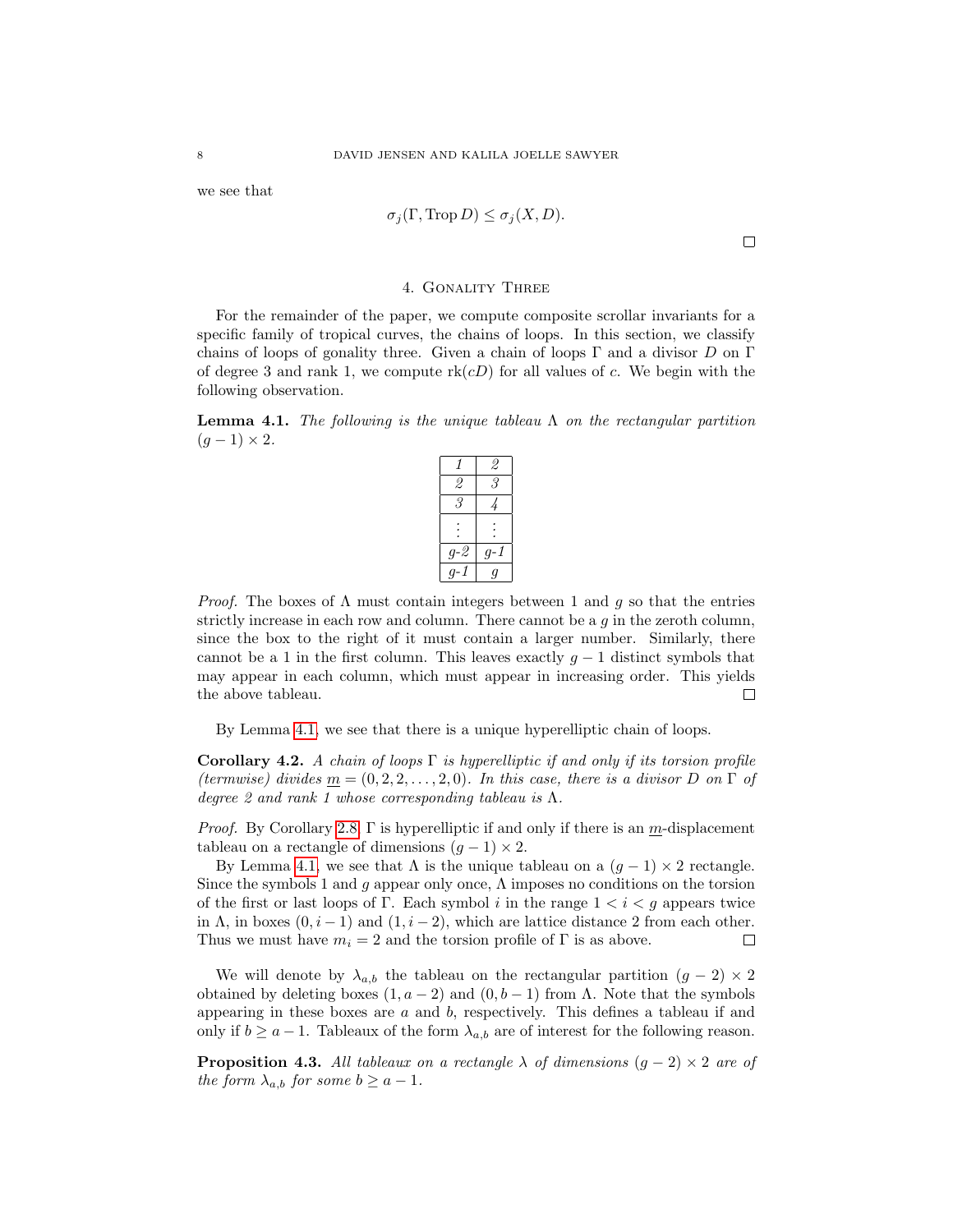we see that

$$\sigma_j(\Gamma, \operatorname{Trop} D) \leq \sigma_j(X, D).$$

□

## 4. Gonality Three

For the remainder of the paper, we compute composite scrollar invariants for a specific family of tropical curves, the chains of loops. In this section, we classify chains of loops of gonality three. Given a chain of loops $\Gamma$ and a divisor $D$ on $\Gamma$ of degree 3 and rank 1, we compute $\operatorname{rk}(cD)$ for all values of $c$. We begin with the following observation.

**Lemma 4.1.** *The following is the unique tableau $\Lambda$ on the rectangular partition $(g-1) \times 2$.*

| | |
|---|---|
| *1* | *2* |
| *2* | *3* |
| *3* | *4* |
| $\vdots$ | $\vdots$ |
| *g-2* | *g-1* |
| *g-1* | *g* |

*Proof.* The boxes of $\Lambda$ must contain integers between 1 and $g$ so that the entries strictly increase in each row and column. There cannot be a $g$ in the zeroth column, since the box to the right of it must contain a larger number. Similarly, there cannot be a 1 in the first column. This leaves exactly $g-1$ distinct symbols that may appear in each column, which must appear in increasing order. This yields the above tableau. □

By Lemma 4.1, we see that there is a unique hyperelliptic chain of loops.

**Corollary 4.2.** *A chain of loops $\Gamma$ is hyperelliptic if and only if its torsion profile (termwise) divides $\underline{m} = (0, 2, 2, \ldots, 2, 0)$. In this case, there is a divisor $D$ on $\Gamma$ of degree 2 and rank 1 whose corresponding tableau is $\Lambda$.*

*Proof.* By Corollary 2.8, $\Gamma$ is hyperelliptic if and only if there is an $\underline{m}$-displacement tableau on a rectangle of dimensions $(g-1) \times 2$.

By Lemma 4.1, we see that $\Lambda$ is the unique tableau on a $(g-1) \times 2$ rectangle. Since the symbols 1 and $g$ appear only once, $\Lambda$ imposes no conditions on the torsion of the first or last loops of $\Gamma$. Each symbol $i$ in the range $1 < i < g$ appears twice in $\Lambda$, in boxes $(0, i-1)$ and $(1, i-2)$, which are lattice distance 2 from each other. Thus we must have $m_i = 2$ and the torsion profile of $\Gamma$ is as above. □

We will denote by $\lambda_{a,b}$ the tableau on the rectangular partition $(g-2) \times 2$ obtained by deleting boxes $(1, a-2)$ and $(0, b-1)$ from $\Lambda$. Note that the symbols appearing in these boxes are $a$ and $b$, respectively. This defines a tableau if and only if $b \geq a-1$. Tableaux of the form $\lambda_{a,b}$ are of interest for the following reason.

**Proposition 4.3.** *All tableaux on a rectangle $\lambda$ of dimensions $(g-2) \times 2$ are of the form $\lambda_{a,b}$ for some $b \geq a-1$.*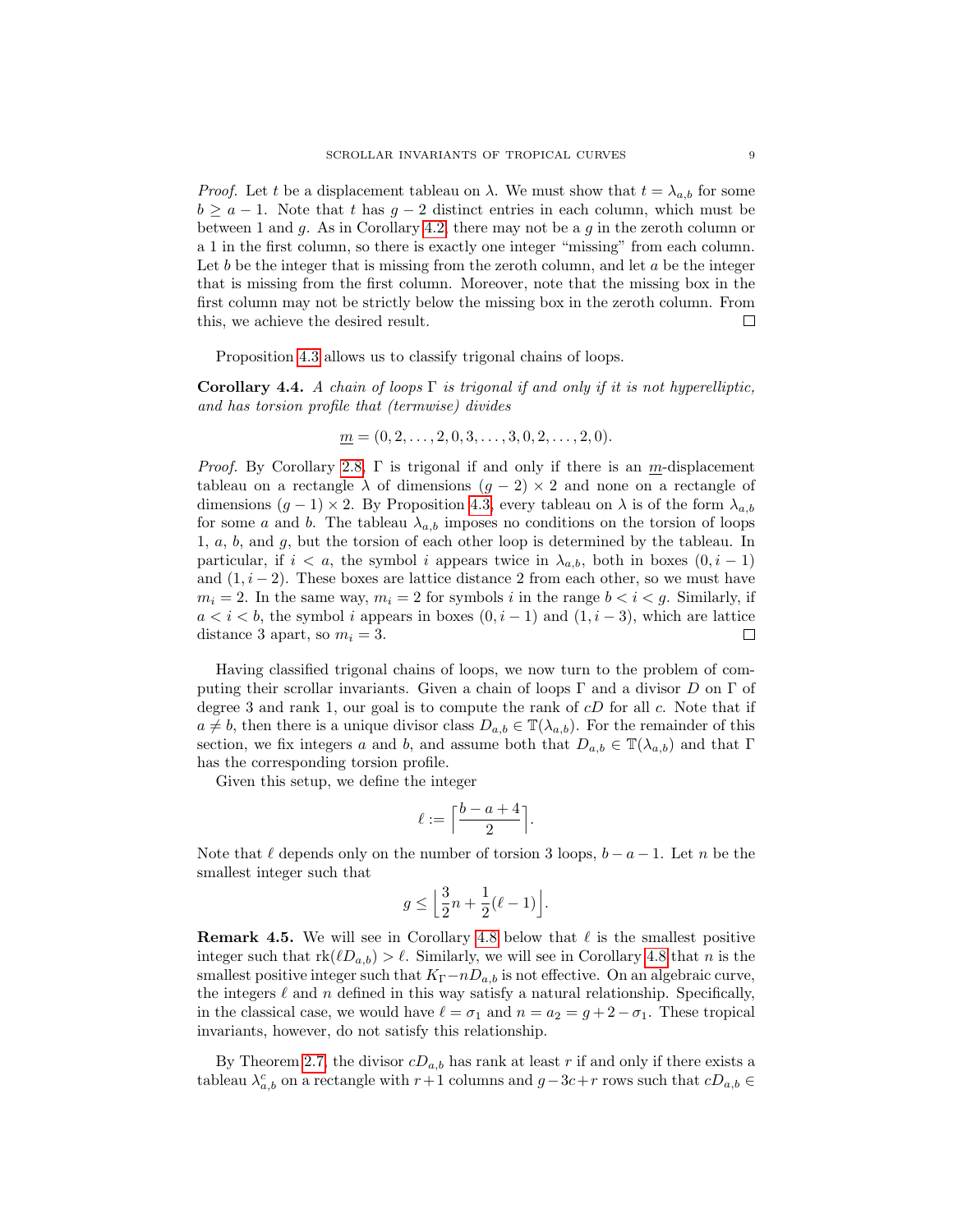*Proof.* Let $t$ be a displacement tableau on $\lambda$. We must show that $t = \lambda_{a,b}$ for some $b \geq a-1$. Note that $t$ has $g-2$ distinct entries in each column, which must be between 1 and $g$. As in Corollary 4.2, there may not be a $g$ in the zeroth column or a 1 in the first column, so there is exactly one integer "missing" from each column. Let $b$ be the integer that is missing from the zeroth column, and let $a$ be the integer that is missing from the first column. Moreover, note that the missing box in the first column may not be strictly below the missing box in the zeroth column. From this, we achieve the desired result. ☐

Proposition 4.3 allows us to classify trigonal chains of loops.

**Corollary 4.4.** *A chain of loops $\Gamma$ is trigonal if and only if it is not hyperelliptic, and has torsion profile that (termwise) divides*

$$\underline{m} = (0, 2, \ldots, 2, 0, 3, \ldots, 3, 0, 2, \ldots, 2, 0).$$

*Proof.* By Corollary 2.8, $\Gamma$ is trigonal if and only if there is an $\underline{m}$-displacement tableau on a rectangle $\lambda$ of dimensions $(g-2) \times 2$ and none on a rectangle of dimensions $(g-1) \times 2$. By Proposition 4.3, every tableau on $\lambda$ is of the form $\lambda_{a,b}$ for some $a$ and $b$. The tableau $\lambda_{a,b}$ imposes no conditions on the torsion of loops 1, $a$, $b$, and $g$, but the torsion of each other loop is determined by the tableau. In particular, if $i < a$, the symbol $i$ appears twice in $\lambda_{a,b}$, both in boxes $(0, i-1)$ and $(1, i-2)$. These boxes are lattice distance 2 from each other, so we must have $m_i = 2$. In the same way, $m_i = 2$ for symbols $i$ in the range $b < i < g$. Similarly, if $a < i < b$, the symbol $i$ appears in boxes $(0, i-1)$ and $(1, i-3)$, which are lattice distance 3 apart, so $m_i = 3$. ☐

Having classified trigonal chains of loops, we now turn to the problem of computing their scrollar invariants. Given a chain of loops $\Gamma$ and a divisor $D$ on $\Gamma$ of degree 3 and rank 1, our goal is to compute the rank of $cD$ for all $c$. Note that if $a \neq b$, then there is a unique divisor class $D_{a,b} \in \mathbb{T}(\lambda_{a,b})$. For the remainder of this section, we fix integers $a$ and $b$, and assume both that $D_{a,b} \in \mathbb{T}(\lambda_{a,b})$ and that $\Gamma$ has the corresponding torsion profile.

Given this setup, we define the integer

$$\ell := \left\lceil \frac{b-a+4}{2} \right\rceil.$$

Note that $\ell$ depends only on the number of torsion 3 loops, $b-a-1$. Let $n$ be the smallest integer such that

$$g \leq \left\lfloor \frac{3}{2}n + \frac{1}{2}(\ell - 1) \right\rfloor.$$

**Remark 4.5.** We will see in Corollary 4.8 below that $\ell$ is the smallest positive integer such that $\mathrm{rk}(\ell D_{a,b}) > \ell$. Similarly, we will see in Corollary 4.8 that $n$ is the smallest positive integer such that $K_\Gamma - nD_{a,b}$ is not effective. On an algebraic curve, the integers $\ell$ and $n$ defined in this way satisfy a natural relationship. Specifically, in the classical case, we would have $\ell = \sigma_1$ and $n = a_2 = g + 2 - \sigma_1$. These tropical invariants, however, do not satisfy this relationship.

By Theorem 2.7, the divisor $cD_{a,b}$ has rank at least $r$ if and only if there exists a tableau $\lambda^c_{a,b}$ on a rectangle with $r+1$ columns and $g - 3c + r$ rows such that $cD_{a,b} \in$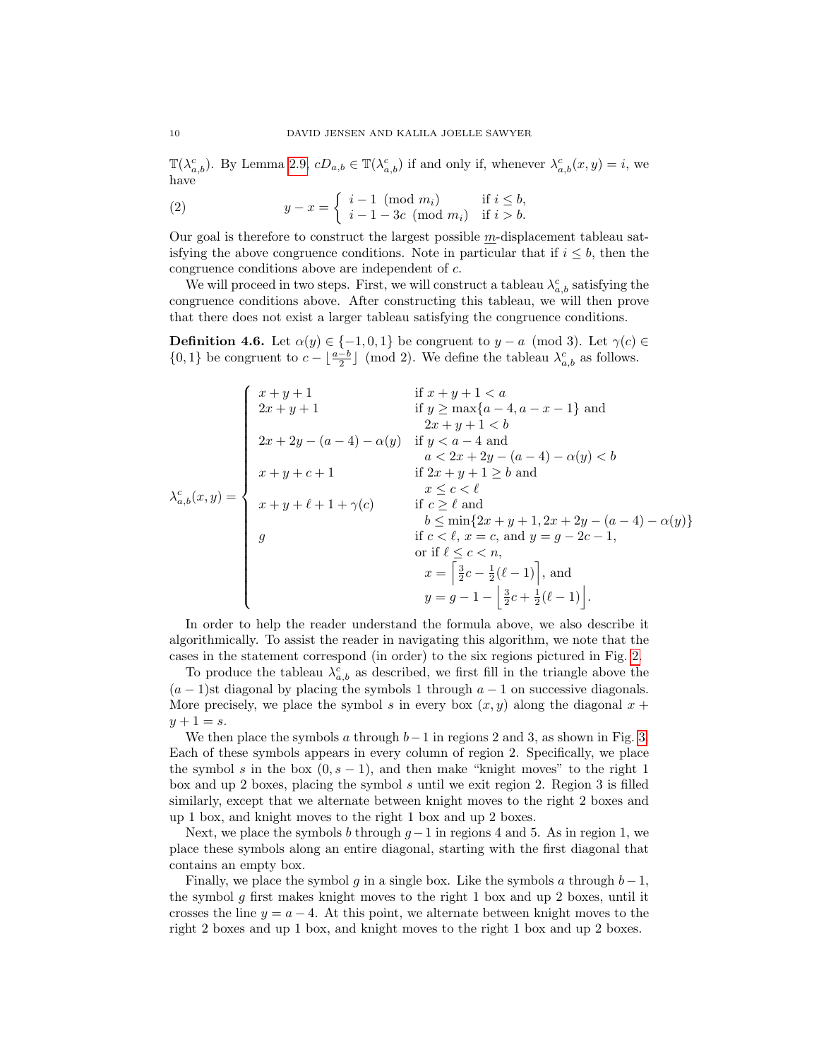$\mathbb{T}(\lambda^c_{a,b})$. By Lemma 2.9, $cD_{a,b} \in \mathbb{T}(\lambda^c_{a,b})$ if and only if, whenever $\lambda^c_{a,b}(x,y) = i$, we have

$$y - x = \begin{cases} i - 1 \pmod{m_i} & \text{if } i \leq b, \\ i - 1 - 3c \pmod{m_i} & \text{if } i > b. \end{cases} \tag{2}$$

Our goal is therefore to construct the largest possible $\underline{m}$-displacement tableau satisfying the above congruence conditions. Note in particular that if $i \leq b$, then the congruence conditions above are independent of $c$.

We will proceed in two steps. First, we will construct a tableau $\lambda^c_{a,b}$ satisfying the congruence conditions above. After constructing this tableau, we will then prove that there does not exist a larger tableau satisfying the congruence conditions.

**Definition 4.6.** Let $\alpha(y) \in \{-1, 0, 1\}$ be congruent to $y - a \pmod 3$. Let $\gamma(c) \in \{0, 1\}$ be congruent to $c - \lfloor \frac{a-b}{2} \rfloor \pmod 2$. We define the tableau $\lambda^c_{a,b}$ as follows.

$$\lambda^c_{a,b}(x,y) = \begin{cases} x + y + 1 & \text{if } x + y + 1 < a \\ 2x + y + 1 & \text{if } y \geq \max\{a-4, a-x-1\} \text{ and} \\ & \quad 2x + y + 1 < b \\ 2x + 2y - (a-4) - \alpha(y) & \text{if } y < a - 4 \text{ and} \\ & \quad a < 2x + 2y - (a-4) - \alpha(y) < b \\ x + y + c + 1 & \text{if } 2x + y + 1 \geq b \text{ and} \\ & \quad x \leq c < \ell \\ x + y + \ell + 1 + \gamma(c) & \text{if } c \geq \ell \text{ and} \\ & \quad b \leq \min\{2x + y + 1, 2x + 2y - (a-4) - \alpha(y)\} \\ g & \text{if } c < \ell,\ x = c, \text{ and } y = g - 2c - 1, \\ & \text{or if } \ell \leq c < n, \\ & \quad x = \left\lceil \frac{3}{2}c - \frac{1}{2}(\ell - 1) \right\rceil, \text{ and} \\ & \quad y = g - 1 - \left\lfloor \frac{3}{2}c + \frac{1}{2}(\ell - 1) \right\rfloor. \end{cases}$$

In order to help the reader understand the formula above, we also describe it algorithmically. To assist the reader in navigating this algorithm, we note that the cases in the statement correspond (in order) to the six regions pictured in Fig. 2.

To produce the tableau $\lambda^c_{a,b}$ as described, we first fill in the triangle above the $(a-1)$st diagonal by placing the symbols 1 through $a-1$ on successive diagonals. More precisely, we place the symbol $s$ in every box $(x,y)$ along the diagonal $x + y + 1 = s$.

We then place the symbols $a$ through $b-1$ in regions 2 and 3, as shown in Fig. 3. Each of these symbols appears in every column of region 2. Specifically, we place the symbol $s$ in the box $(0, s-1)$, and then make "knight moves" to the right 1 box and up 2 boxes, placing the symbol $s$ until we exit region 2. Region 3 is filled similarly, except that we alternate between knight moves to the right 2 boxes and up 1 box, and knight moves to the right 1 box and up 2 boxes.

Next, we place the symbols $b$ through $g-1$ in regions 4 and 5. As in region 1, we place these symbols along an entire diagonal, starting with the first diagonal that contains an empty box.

Finally, we place the symbol $g$ in a single box. Like the symbols $a$ through $b-1$, the symbol $g$ first makes knight moves to the right 1 box and up 2 boxes, until it crosses the line $y = a - 4$. At this point, we alternate between knight moves to the right 2 boxes and up 1 box, and knight moves to the right 1 box and up 2 boxes.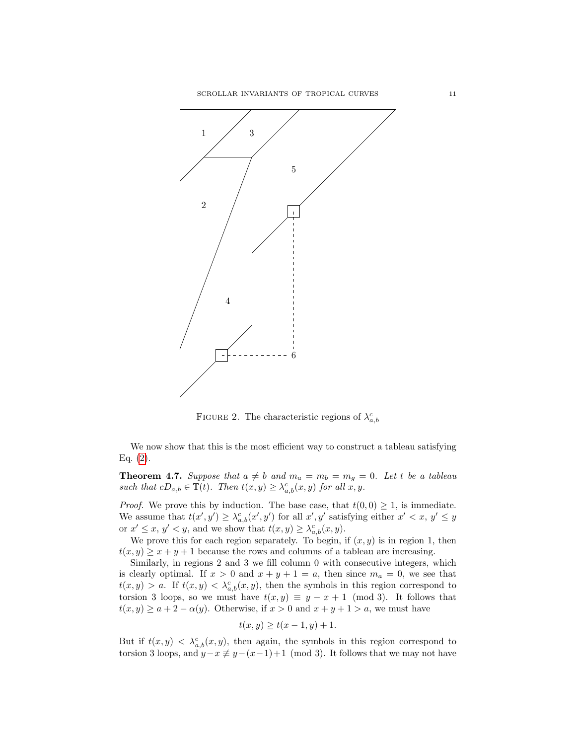FIGURE 2. The characteristic regions of $\lambda^c_{a,b}$

We now show that this is the most efficient way to construct a tableau satisfying Eq. (2).

**Theorem 4.7.** *Suppose that $a \neq b$ and $m_a = m_b = m_g = 0$. Let $t$ be a tableau such that $cD_{a,b} \in \mathbb{T}(t)$. Then $t(x, y) \geq \lambda^c_{a,b}(x, y)$ for all $x, y$.*

*Proof.* We prove this by induction. The base case, that $t(0, 0) \geq 1$, is immediate. We assume that $t(x', y') \geq \lambda^c_{a,b}(x', y')$ for all $x', y'$ satisfying either $x' < x$, $y' \leq y$ or $x' \leq x$, $y' < y$, and we show that $t(x, y) \geq \lambda^c_{a,b}(x, y)$.

We prove this for each region separately. To begin, if $(x, y)$ is in region 1, then $t(x, y) \geq x + y + 1$ because the rows and columns of a tableau are increasing.

Similarly, in regions 2 and 3 we fill column 0 with consecutive integers, which is clearly optimal. If $x > 0$ and $x + y + 1 = a$, then since $m_a = 0$, we see that $t(x, y) > a$. If $t(x, y) < \lambda^c_{a,b}(x, y)$, then the symbols in this region correspond to torsion 3 loops, so we must have $t(x, y) \equiv y - x + 1 \pmod 3$. It follows that $t(x, y) \geq a + 2 - \alpha(y)$. Otherwise, if $x > 0$ and $x + y + 1 > a$, we must have

$$t(x, y) \geq t(x - 1, y) + 1.$$

But if $t(x, y) < \lambda^c_{a,b}(x, y)$, then again, the symbols in this region correspond to torsion 3 loops, and $y - x \not\equiv y - (x - 1) + 1 \pmod 3$. It follows that we may not have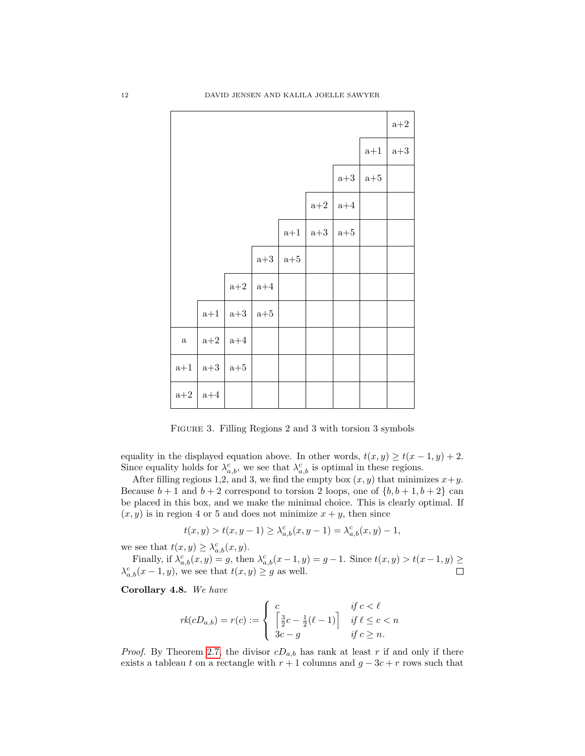| | | | | | | | | a+2 |
|---|---|---|---|---|---|---|---|---|
| | | | | | | | a+1 | a+3 |
| | | | | | | a+3 | a+5 | |
| | | | | | a+2 | a+4 | | |
| | | | | a+1 | a+3 | a+5 | | |
| | | | a+3 | a+5 | | | | |
| | | a+2 | a+4 | | | | | |
| | a+1 | a+3 | a+5 | | | | | |
| a | a+2 | a+4 | | | | | | |
| a+1 | a+3 | a+5 | | | | | | |
| a+2 | a+4 | | | | | | | |

Figure 3. Filling Regions 2 and 3 with torsion 3 symbols

equality in the displayed equation above. In other words, $t(x,y) \geq t(x-1,y)+2$. Since equality holds for $\lambda^c_{a,b}$, we see that $\lambda^c_{a,b}$ is optimal in these regions.

After filling regions 1,2, and 3, we find the empty box $(x,y)$ that minimizes $x+y$. Because $b+1$ and $b+2$ correspond to torsion 2 loops, one of $\{b, b+1, b+2\}$ can be placed in this box, and we make the minimal choice. This is clearly optimal. If $(x,y)$ is in region 4 or 5 and does not minimize $x+y$, then since

$$t(x,y) > t(x,y-1) \geq \lambda^c_{a,b}(x,y-1) = \lambda^c_{a,b}(x,y) - 1,$$

we see that $t(x,y) \geq \lambda^c_{a,b}(x,y)$.

Finally, if $\lambda^c_{a,b}(x,y) = g$, then $\lambda^c_{a,b}(x-1,y) = g-1$. Since $t(x,y) > t(x-1,y) \geq \lambda^c_{a,b}(x-1,y)$, we see that $t(x,y) \geq g$ as well. $\square$

**Corollary 4.8.** *We have*

$$rk(cD_{a,b}) = r(c) := \begin{cases} c & \text{if } c < \ell \\ \left\lceil \frac{3}{2}c - \frac{1}{2}(\ell - 1) \right\rceil & \text{if } \ell \leq c < n \\ 3c - g & \text{if } c \geq n. \end{cases}$$

*Proof.* By Theorem 2.7, the divisor $cD_{a,b}$ has rank at least $r$ if and only if there exists a tableau $t$ on a rectangle with $r+1$ columns and $g - 3c + r$ rows such that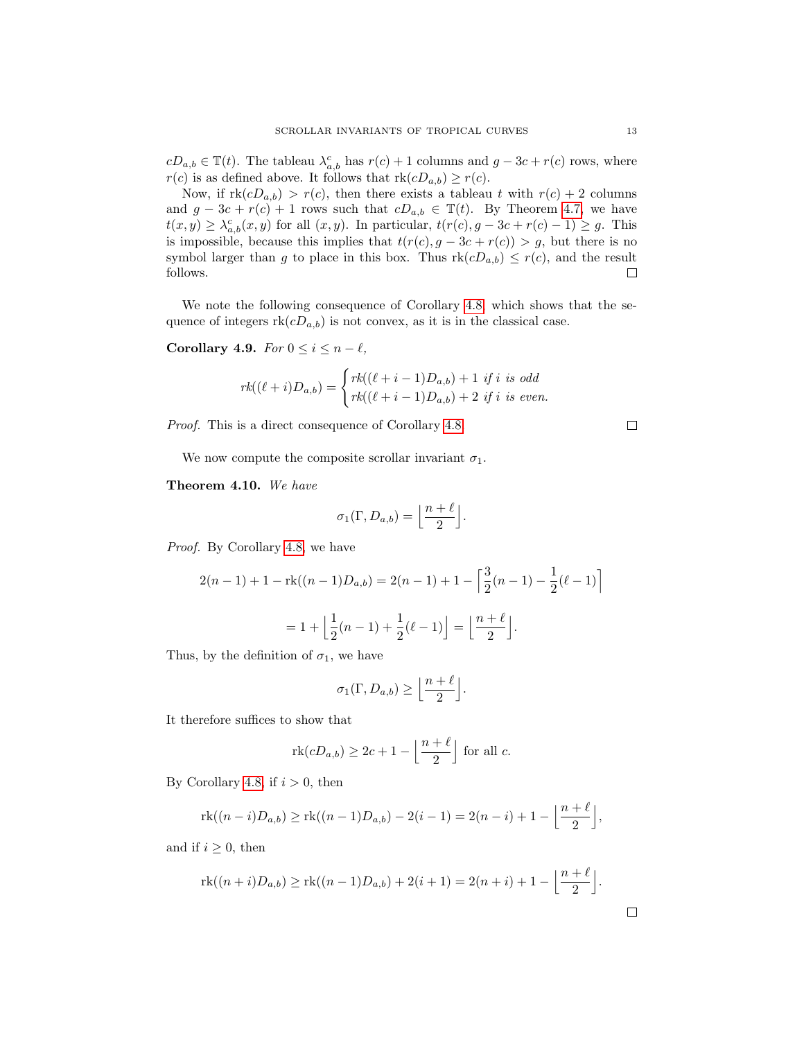$cD_{a,b} \in \mathbb{T}(t)$. The tableau $\lambda^c_{a,b}$ has $r(c)+1$ columns and $g-3c+r(c)$ rows, where $r(c)$ is as defined above. It follows that $\text{rk}(cD_{a,b}) \geq r(c)$.

Now, if $\text{rk}(cD_{a,b}) > r(c)$, then there exists a tableau $t$ with $r(c)+2$ columns and $g-3c+r(c)+1$ rows such that $cD_{a,b} \in \mathbb{T}(t)$. By Theorem 4.7, we have $t(x,y) \geq \lambda^c_{a,b}(x,y)$ for all $(x,y)$. In particular, $t(r(c), g-3c+r(c)-1) \geq g$. This is impossible, because this implies that $t(r(c), g-3c+r(c)) > g$, but there is no symbol larger than $g$ to place in this box. Thus $\text{rk}(cD_{a,b}) \leq r(c)$, and the result follows. ☐

We note the following consequence of Corollary 4.8 which shows that the sequence of integers $\text{rk}(cD_{a,b})$ is not convex, as it is in the classical case.

**Corollary 4.9.** *For $0 \leq i \leq n-\ell$,*

$$rk((\ell+i)D_{a,b}) = \begin{cases} rk((\ell+i-1)D_{a,b})+1 \text{ if } i \text{ is odd} \\ rk((\ell+i-1)D_{a,b})+2 \text{ if } i \text{ is even.} \end{cases}$$

*Proof.* This is a direct consequence of Corollary 4.8. ☐

We now compute the composite scrollar invariant $\sigma_1$.

**Theorem 4.10.** *We have*

$$\sigma_1(\Gamma, D_{a,b}) = \Big\lfloor \frac{n+\ell}{2} \Big\rfloor.$$

*Proof.* By Corollary 4.8, we have

$$2(n-1)+1-\text{rk}((n-1)D_{a,b}) = 2(n-1)+1-\Big\lceil \frac{3}{2}(n-1) - \frac{1}{2}(\ell-1) \Big\rceil$$

$$= 1 + \Big\lfloor \frac{1}{2}(n-1) + \frac{1}{2}(\ell-1) \Big\rfloor = \Big\lfloor \frac{n+\ell}{2} \Big\rfloor.$$

Thus, by the definition of $\sigma_1$, we have

$$\sigma_1(\Gamma, D_{a,b}) \geq \Big\lfloor \frac{n+\ell}{2} \Big\rfloor.$$

It therefore suffices to show that

$$\text{rk}(cD_{a,b}) \geq 2c+1-\Big\lfloor \frac{n+\ell}{2} \Big\rfloor \text{ for all } c.$$

By Corollary 4.8, if $i > 0$, then

$$\text{rk}((n-i)D_{a,b}) \geq \text{rk}((n-1)D_{a,b}) - 2(i-1) = 2(n-i)+1-\Big\lfloor \frac{n+\ell}{2} \Big\rfloor,$$

and if $i \geq 0$, then

$$\text{rk}((n+i)D_{a,b}) \geq \text{rk}((n-1)D_{a,b}) + 2(i+1) = 2(n+i)+1-\Big\lfloor \frac{n+\ell}{2} \Big\rfloor.$$

☐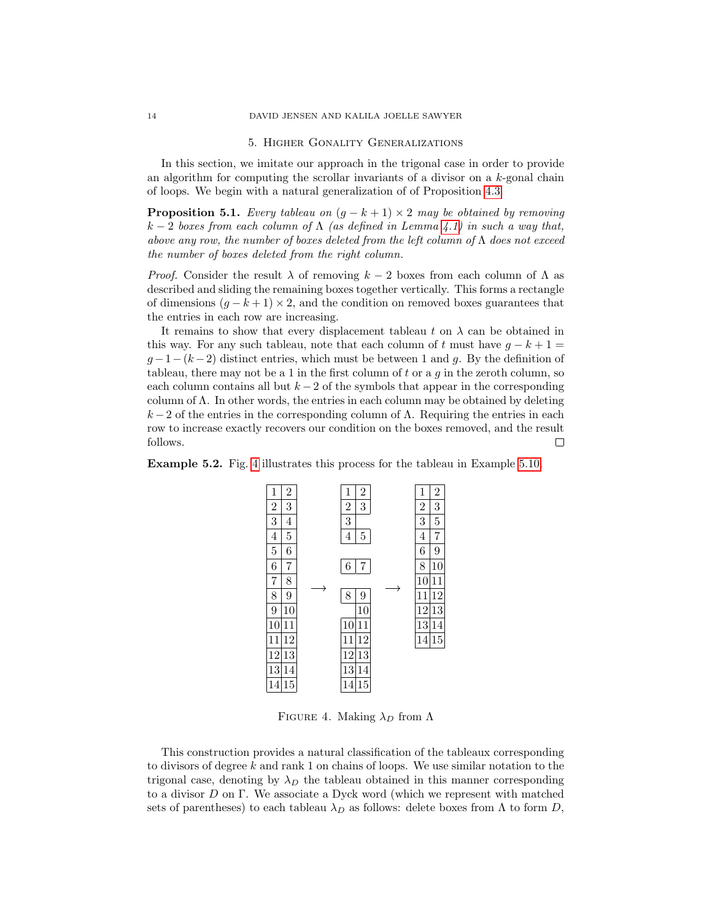## 5. Higher Gonality Generalizations

In this section, we imitate our approach in the trigonal case in order to provide an algorithm for computing the scrollar invariants of a divisor on a $k$-gonal chain of loops. We begin with a natural generalization of of Proposition 4.3.

**Proposition 5.1.** *Every tableau on $(g-k+1)\times 2$ may be obtained by removing $k-2$ boxes from each column of $\Lambda$ (as defined in Lemma 4.1) in such a way that, above any row, the number of boxes deleted from the left column of $\Lambda$ does not exceed the number of boxes deleted from the right column.*

*Proof.* Consider the result $\lambda$ of removing $k-2$ boxes from each column of $\Lambda$ as described and sliding the remaining boxes together vertically. This forms a rectangle of dimensions $(g-k+1)\times 2$, and the condition on removed boxes guarantees that the entries in each row are increasing.

It remains to show that every displacement tableau $t$ on $\lambda$ can be obtained in this way. For any such tableau, note that each column of $t$ must have $g-k+1 = g-1-(k-2)$ distinct entries, which must be between 1 and $g$. By the definition of tableau, there may not be a 1 in the first column of $t$ or a $g$ in the zeroth column, so each column contains all but $k-2$ of the symbols that appear in the corresponding column of $\Lambda$. In other words, the entries in each column may be obtained by deleting $k-2$ of the entries in the corresponding column of $\Lambda$. Requiring the entries in each row to increase exactly recovers our condition on the boxes removed, and the result follows. □

**Example 5.2.** Fig. 4 illustrates this process for the tableau in Example 5.10.

| 1 | 2 |
|---|---|
| 2 | 3 |
| 3 | 4 |
| 4 | 5 |
| 5 | 6 |
| 6 | 7 |
| 7 | 8 |
| 8 | 9 |
| 9 | 10 |
| 10 | 11 |
| 11 | 12 |
| 12 | 13 |
| 13 | 14 |
| 14 | 15 |

$\longrightarrow$

| 1 | 2 |
|---|---|
| 2 | 3 |
| 3 | |
| 4 | 5 |
| | |
| 6 | 7 |
| | |
| 8 | 9 |
| | 10 |
| 10 | 11 |
| 11 | 12 |
| 12 | 13 |
| 13 | 14 |
| 14 | 15 |

$\longrightarrow$

| 1 | 2 |
|---|---|
| 2 | 3 |
| 3 | 5 |
| 4 | 7 |
| 6 | 9 |
| 8 | 10 |
| 10 | 11 |
| 11 | 12 |
| 12 | 13 |
| 13 | 14 |
| 14 | 15 |

Figure 4. Making $\lambda_D$ from $\Lambda$

This construction provides a natural classification of the tableaux corresponding to divisors of degree $k$ and rank 1 on chains of loops. We use similar notation to the trigonal case, denoting by $\lambda_D$ the tableau obtained in this manner corresponding to a divisor $D$ on $\Gamma$. We associate a Dyck word (which we represent with matched sets of parentheses) to each tableau $\lambda_D$ as follows: delete boxes from $\Lambda$ to form $D$,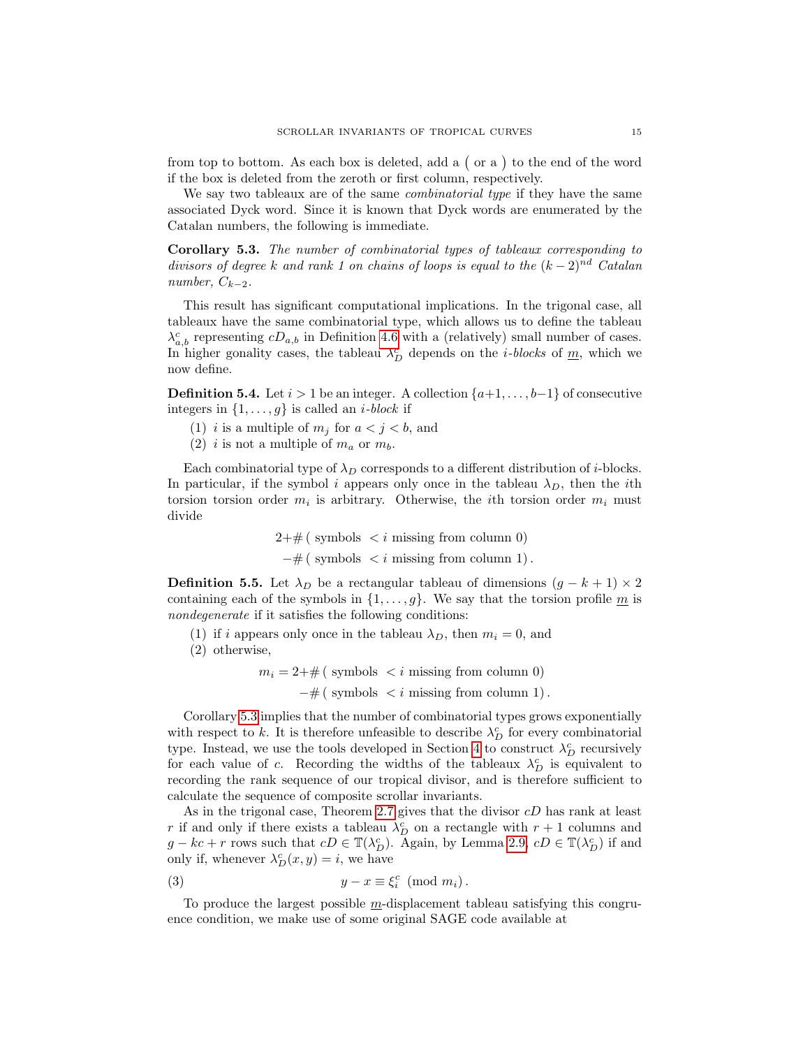from top to bottom. As each box is deleted, add a ( or a ) to the end of the word if the box is deleted from the zeroth or first column, respectively.

We say two tableaux are of the same *combinatorial type* if they have the same associated Dyck word. Since it is known that Dyck words are enumerated by the Catalan numbers, the following is immediate.

**Corollary 5.3.** *The number of combinatorial types of tableaux corresponding to divisors of degree $k$ and rank 1 on chains of loops is equal to the $(k-2)^{nd}$ Catalan number, $C_{k-2}$.*

This result has significant computational implications. In the trigonal case, all tableaux have the same combinatorial type, which allows us to define the tableau $\lambda^c_{a,b}$ representing $cD_{a,b}$ in Definition 4.6 with a (relatively) small number of cases. In higher gonality cases, the tableau $\lambda^c_D$ depends on the *i-blocks* of $\underline{m}$, which we now define.

**Definition 5.4.** Let $i > 1$ be an integer. A collection $\{a+1, \ldots, b-1\}$ of consecutive integers in $\{1, \ldots, g\}$ is called an *$i$-block* if

1. $i$ is a multiple of $m_j$ for $a < j < b$, and
2. $i$ is not a multiple of $m_a$ or $m_b$.

Each combinatorial type of $\lambda_D$ corresponds to a different distribution of $i$-blocks. In particular, if the symbol $i$ appears only once in the tableau $\lambda_D$, then the $i$th torsion torsion order $m_i$ is arbitrary. Otherwise, the $i$th torsion order $m_i$ must divide

$$2 + \#(\text{ symbols } < i \text{ missing from column } 0)$$
$$-\#(\text{ symbols } < i \text{ missing from column } 1).$$

**Definition 5.5.** Let $\lambda_D$ be a rectangular tableau of dimensions $(g-k+1)\times 2$ containing each of the symbols in $\{1, \ldots, g\}$. We say that the torsion profile $\underline{m}$ is *nondegenerate* if it satisfies the following conditions:

1. if $i$ appears only once in the tableau $\lambda_D$, then $m_i = 0$, and
2. otherwise,

$$m_i = 2 + \#(\text{ symbols } < i \text{ missing from column } 0)$$
$$-\#(\text{ symbols } < i \text{ missing from column } 1).$$

Corollary 5.3 implies that the number of combinatorial types grows exponentially with respect to $k$. It is therefore unfeasible to describe $\lambda^c_D$ for every combinatorial type. Instead, we use the tools developed in Section 4 to construct $\lambda^c_D$ recursively for each value of $c$. Recording the widths of the tableaux $\lambda^c_D$ is equivalent to recording the rank sequence of our tropical divisor, and is therefore sufficient to calculate the sequence of composite scrollar invariants.

As in the trigonal case, Theorem 2.7 gives that the divisor $cD$ has rank at least $r$ if and only if there exists a tableau $\lambda^c_D$ on a rectangle with $r+1$ columns and $g - kc + r$ rows such that $cD \in \mathbb{T}(\lambda^c_D)$. Again, by Lemma 2.9, $cD \in \mathbb{T}(\lambda^c_D)$ if and only if, whenever $\lambda^c_D(x, y) = i$, we have

$$y - x \equiv \xi^c_i \pmod{m_i}. \tag{3}$$

To produce the largest possible $\underline{m}$-displacement tableau satisfying this congruence condition, we make use of some original SAGE code available at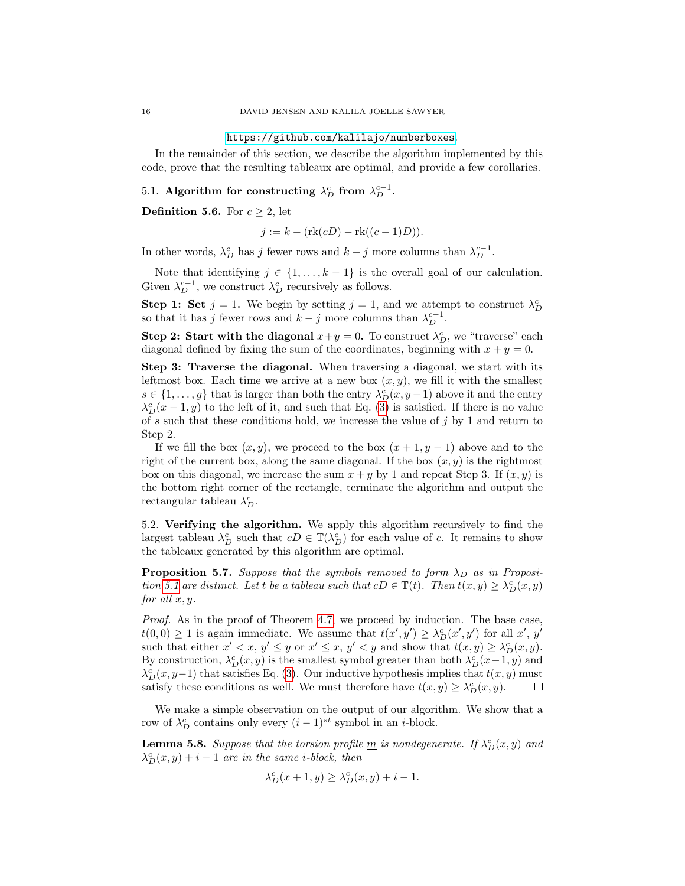https://github.com/kalilajo/numberboxes.

In the remainder of this section, we describe the algorithm implemented by this code, prove that the resulting tableaux are optimal, and provide a few corollaries.

### 5.1. Algorithm for constructing $\lambda_D^c$ from $\lambda_D^{c-1}$.

**Definition 5.6.** For $c \geq 2$, let

$$j := k - (\mathrm{rk}(cD) - \mathrm{rk}((c-1)D)).$$

In other words, $\lambda_D^c$ has $j$ fewer rows and $k-j$ more columns than $\lambda_D^{c-1}$.

Note that identifying $j \in \{1, \ldots, k-1\}$ is the overall goal of our calculation. Given $\lambda_D^{c-1}$, we construct $\lambda_D^c$ recursively as follows.

**Step 1: Set $j = 1$.** We begin by setting $j = 1$, and we attempt to construct $\lambda_D^c$ so that it has $j$ fewer rows and $k - j$ more columns than $\lambda_D^{c-1}$.

**Step 2: Start with the diagonal $x+y=0$.** To construct $\lambda_D^c$, we "traverse" each diagonal defined by fixing the sum of the coordinates, beginning with $x + y = 0$.

**Step 3: Traverse the diagonal.** When traversing a diagonal, we start with its leftmost box. Each time we arrive at a new box $(x, y)$, we fill it with the smallest $s \in \{1, \ldots, g\}$ that is larger than both the entry $\lambda_D^c(x, y-1)$ above it and the entry $\lambda_D^c(x-1, y)$ to the left of it, and such that Eq. (3) is satisfied. If there is no value of $s$ such that these conditions hold, we increase the value of $j$ by 1 and return to Step 2.

If we fill the box $(x, y)$, we proceed to the box $(x+1, y-1)$ above and to the right of the current box, along the same diagonal. If the box $(x, y)$ is the rightmost box on this diagonal, we increase the sum $x + y$ by 1 and repeat Step 3. If $(x, y)$ is the bottom right corner of the rectangle, terminate the algorithm and output the rectangular tableau $\lambda_D^c$.

### 5.2. Verifying the algorithm.

We apply this algorithm recursively to find the largest tableau $\lambda_D^c$ such that $cD \in \mathbb{T}(\lambda_D^c)$ for each value of $c$. It remains to show the tableaux generated by this algorithm are optimal.

**Proposition 5.7.** *Suppose that the symbols removed to form $\lambda_D$ as in Proposition 5.1 are distinct. Let $t$ be a tableau such that $cD \in \mathbb{T}(t)$. Then $t(x, y) \geq \lambda_D^c(x, y)$ for all $x, y$.*

*Proof.* As in the proof of Theorem 4.7, we proceed by induction. The base case, $t(0, 0) \geq 1$ is again immediate. We assume that $t(x', y') \geq \lambda_D^c(x', y')$ for all $x'$, $y'$ such that either $x' < x$, $y' \leq y$ or $x' \leq x$, $y' < y$ and show that $t(x, y) \geq \lambda_D^c(x, y)$. By construction, $\lambda_D^c(x, y)$ is the smallest symbol greater than both $\lambda_D^c(x-1, y)$ and $\lambda_D^c(x, y-1)$ that satisfies Eq. (3). Our inductive hypothesis implies that $t(x, y)$ must satisfy these conditions as well. We must therefore have $t(x, y) \geq \lambda_D^c(x, y)$. $\square$

We make a simple observation on the output of our algorithm. We show that a row of $\lambda_D^c$ contains only every $(i-1)^{st}$ symbol in an $i$-block.

**Lemma 5.8.** *Suppose that the torsion profile $\underline{m}$ is nondegenerate. If $\lambda_D^c(x, y)$ and $\lambda_D^c(x, y) + i - 1$ are in the same $i$-block, then*

$$\lambda_D^c(x+1, y) \geq \lambda_D^c(x, y) + i - 1.$$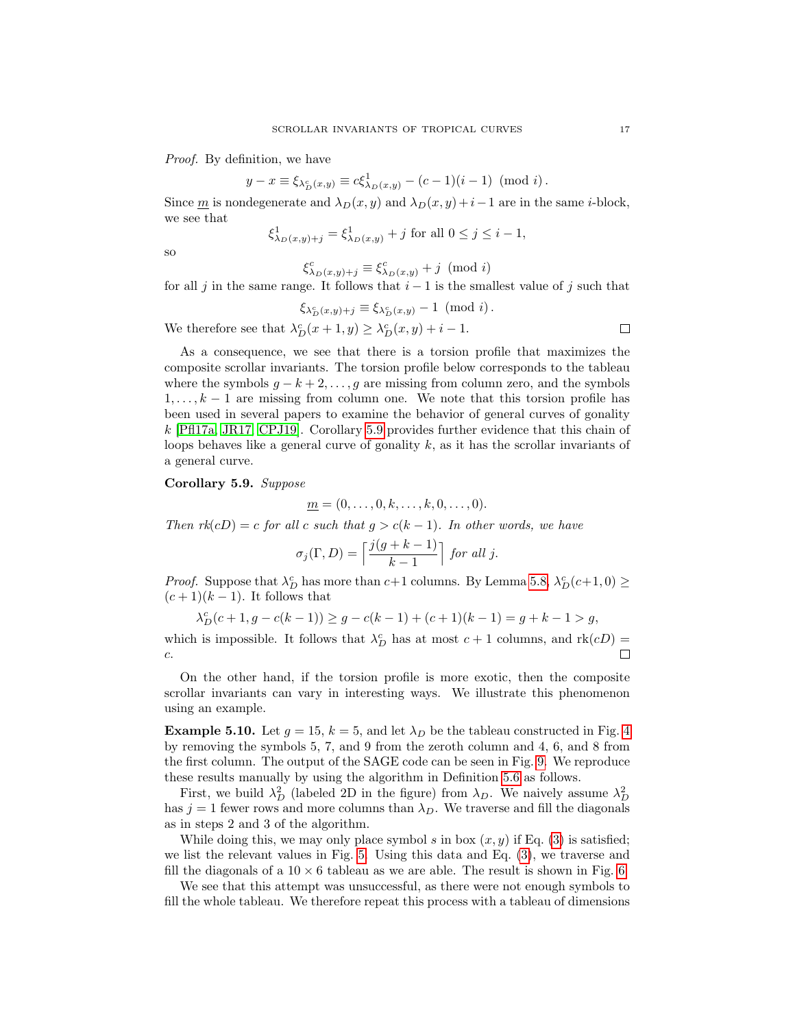*Proof.* By definition, we have

$$y - x \equiv \xi_{\lambda^c_D(x,y)} \equiv c\xi^1_{\lambda_D(x,y)} - (c-1)(i-1) \pmod{i}.$$

Since $\underline{m}$ is nondegenerate and $\lambda_D(x,y)$ and $\lambda_D(x,y)+i-1$ are in the same $i$-block, we see that

$$\xi^1_{\lambda_D(x,y)+j} = \xi^1_{\lambda_D(x,y)} + j \text{ for all } 0 \leq j \leq i-1,$$

so

$$\xi^c_{\lambda_D(x,y)+j} \equiv \xi^c_{\lambda_D(x,y)} + j \pmod{i}$$

for all $j$ in the same range. It follows that $i-1$ is the smallest value of $j$ such that

$$\xi_{\lambda^c_D(x,y)+j} \equiv \xi_{\lambda^c_D(x,y)} - 1 \pmod{i}.$$

We therefore see that $\lambda^c_D(x+1,y) \geq \lambda^c_D(x,y) + i - 1$. $\square$

As a consequence, we see that there is a torsion profile that maximizes the composite scrollar invariants. The torsion profile below corresponds to the tableau where the symbols $g-k+2, \ldots, g$ are missing from column zero, and the symbols $1, \ldots, k-1$ are missing from column one. We note that this torsion profile has been used in several papers to examine the behavior of general curves of gonality $k$ [Pfl17a, JR17, CPJ19]. Corollary 5.9 provides further evidence that this chain of loops behaves like a general curve of gonality $k$, as it has the scrollar invariants of a general curve.

**Corollary 5.9.** *Suppose*

$$\underline{m} = (0, \ldots, 0, k, \ldots, k, 0, \ldots, 0).$$

*Then $rk(cD) = c$ for all $c$ such that $g > c(k-1)$. In other words, we have*

$$\sigma_j(\Gamma, D) = \left\lceil \frac{j(g+k-1)}{k-1} \right\rceil \text{ for all } j.$$

*Proof.* Suppose that $\lambda^c_D$ has more than $c+1$ columns. By Lemma 5.8, $\lambda^c_D(c+1,0) \geq (c+1)(k-1)$. It follows that

$$\lambda^c_D(c+1, g-c(k-1)) \geq g - c(k-1) + (c+1)(k-1) = g+k-1 > g,$$

which is impossible. It follows that $\lambda^c_D$ has at most $c+1$ columns, and $\text{rk}(cD) = c$. $\square$

On the other hand, if the torsion profile is more exotic, then the composite scrollar invariants can vary in interesting ways. We illustrate this phenomenon using an example.

**Example 5.10.** Let $g = 15$, $k = 5$, and let $\lambda_D$ be the tableau constructed in Fig. 4 by removing the symbols 5, 7, and 9 from the zeroth column and 4, 6, and 8 from the first column. The output of the SAGE code can be seen in Fig. 9. We reproduce these results manually by using the algorithm in Definition 5.6 as follows.

First, we build $\lambda^2_D$ (labeled 2D in the figure) from $\lambda_D$. We naively assume $\lambda^2_D$ has $j = 1$ fewer rows and more columns than $\lambda_D$. We traverse and fill the diagonals as in steps 2 and 3 of the algorithm.

While doing this, we may only place symbol $s$ in box $(x,y)$ if Eq. (3) is satisfied; we list the relevant values in Fig. 5. Using this data and Eq. (3), we traverse and fill the diagonals of a $10 \times 6$ tableau as we are able. The result is shown in Fig. 6.

We see that this attempt was unsuccessful, as there were not enough symbols to fill the whole tableau. We therefore repeat this process with a tableau of dimensions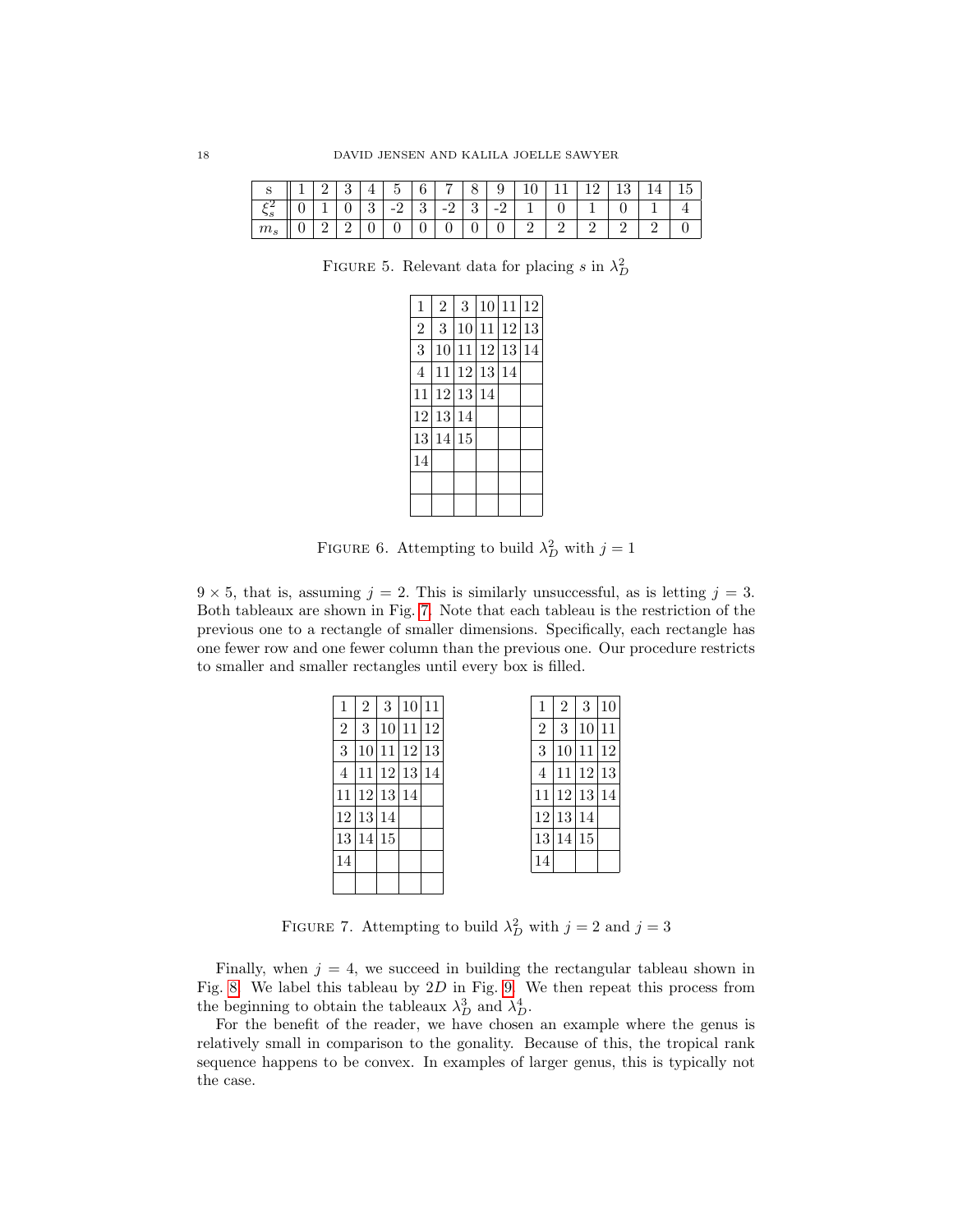| s | 1 | 2 | 3 | 4 | 5 | 6 | 7 | 8 | 9 | 10 | 11 | 12 | 13 | 14 | 15 |
|---|---|---|---|---|---|---|---|---|---|---|---|---|---|---|---|
| $\xi_s^2$ | 0 | 1 | 0 | 3 | -2 | 3 | -2 | 3 | -2 | 1 | 0 | 1 | 0 | 1 | 4 |
| $m_s$ | 0 | 2 | 2 | 0 | 0 | 0 | 0 | 0 | 0 | 2 | 2 | 2 | 2 | 2 | 0 |

FIGURE 5. Relevant data for placing $s$ in $\lambda_D^2$

| | | | | | |
|---|---|---|---|---|---|
| 1 | 2 | 3 | 10 | 11 | 12 |
| 2 | 3 | 10 | 11 | 12 | 13 |
| 3 | 10 | 11 | 12 | 13 | 14 |
| 4 | 11 | 12 | 13 | 14 | |
| 11 | 12 | 13 | 14 | | |
| 12 | 13 | 14 | | | |
| 13 | 14 | 15 | | | |
| 14 | | | | | |
| | | | | | |
| | | | | | |

FIGURE 6. Attempting to build $\lambda_D^2$ with $j = 1$

$9 \times 5$, that is, assuming $j = 2$. This is similarly unsuccessful, as is letting $j = 3$. Both tableaux are shown in Fig. 7. Note that each tableau is the restriction of the previous one to a rectangle of smaller dimensions. Specifically, each rectangle has one fewer row and one fewer column than the previous one. Our procedure restricts to smaller and smaller rectangles until every box is filled.

| | | | | |
|---|---|---|---|---|
| 1 | 2 | 3 | 10 | 11 |
| 2 | 3 | 10 | 11 | 12 |
| 3 | 10 | 11 | 12 | 13 |
| 4 | 11 | 12 | 13 | 14 |
| 11 | 12 | 13 | 14 | |
| 12 | 13 | 14 | | |
| 13 | 14 | 15 | | |
| 14 | | | | |
| | | | | |

| | | | |
|---|---|---|---|
| 1 | 2 | 3 | 10 |
| 2 | 3 | 10 | 11 |
| 3 | 10 | 11 | 12 |
| 4 | 11 | 12 | 13 |
| 11 | 12 | 13 | 14 |
| 12 | 13 | 14 | |
| 13 | 14 | 15 | |
| 14 | | | |

FIGURE 7. Attempting to build $\lambda_D^2$ with $j = 2$ and $j = 3$

Finally, when $j = 4$, we succeed in building the rectangular tableau shown in Fig. 8. We label this tableau by $2D$ in Fig. 9. We then repeat this process from the beginning to obtain the tableaux $\lambda_D^3$ and $\lambda_D^4$.

For the benefit of the reader, we have chosen an example where the genus is relatively small in comparison to the gonality. Because of this, the tropical rank sequence happens to be convex. In examples of larger genus, this is typically not the case.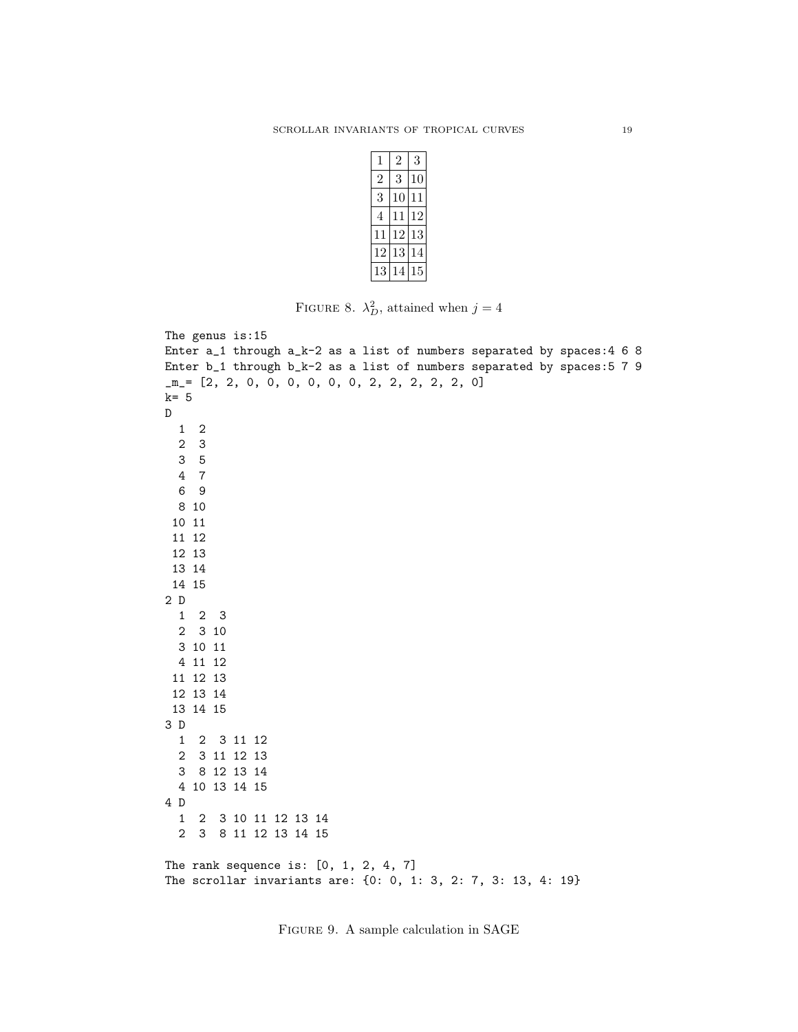| 1 | 2 | 3 |
|---|---|---|
| 2 | 3 | 10 |
| 3 | 10 | 11 |
| 4 | 11 | 12 |
| 11 | 12 | 13 |
| 12 | 13 | 14 |
| 13 | 14 | 15 |

FIGURE 8. $\lambda_D^2$, attained when $j = 4$

```
The genus is:15
Enter a_1 through a_k-2 as a list of numbers separated by spaces:4 6 8
Enter b_1 through b_k-2 as a list of numbers separated by spaces:5 7 9
_m_= [2, 2, 0, 0, 0, 0, 0, 0, 2, 2, 2, 2, 2, 0]
k= 5
D
  1  2
  2  3
  3  5
  4  7
  6  9
  8 10
 10 11
 11 12
 12 13
 13 14
 14 15
2 D
  1  2  3
  2  3 10
  3 10 11
  4 11 12
 11 12 13
 12 13 14
 13 14 15
3 D
  1  2  3 11 12
  2  3 11 12 13
  3  8 12 13 14
  4 10 13 14 15
4 D
  1  2  3 10 11 12 13 14
  2  3  8 11 12 13 14 15

The rank sequence is: [0, 1, 2, 4, 7]
The scrollar invariants are: {0: 0, 1: 3, 2: 7, 3: 13, 4: 19}
```

FIGURE 9. A sample calculation in SAGE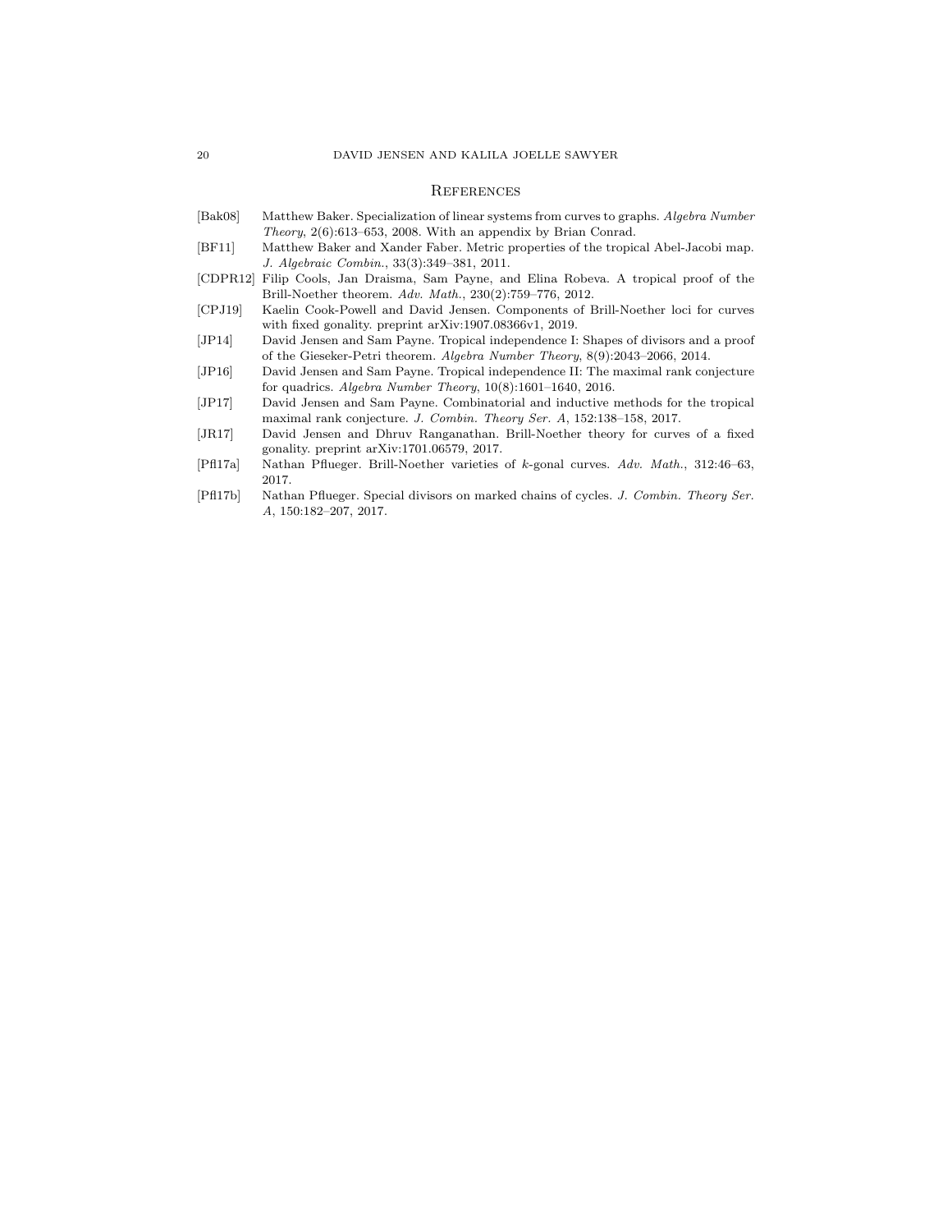## References

[Bak08] Matthew Baker. Specialization of linear systems from curves to graphs. *Algebra Number Theory*, 2(6):613–653, 2008. With an appendix by Brian Conrad.

[BF11] Matthew Baker and Xander Faber. Metric properties of the tropical Abel-Jacobi map. *J. Algebraic Combin.*, 33(3):349–381, 2011.

[CDPR12] Filip Cools, Jan Draisma, Sam Payne, and Elina Robeva. A tropical proof of the Brill-Noether theorem. *Adv. Math.*, 230(2):759–776, 2012.

[CPJ19] Kaelin Cook-Powell and David Jensen. Components of Brill-Noether loci for curves with fixed gonality. preprint arXiv:1907.08366v1, 2019.

[JP14] David Jensen and Sam Payne. Tropical independence I: Shapes of divisors and a proof of the Gieseker-Petri theorem. *Algebra Number Theory*, 8(9):2043–2066, 2014.

[JP16] David Jensen and Sam Payne. Tropical independence II: The maximal rank conjecture for quadrics. *Algebra Number Theory*, 10(8):1601–1640, 2016.

[JP17] David Jensen and Sam Payne. Combinatorial and inductive methods for the tropical maximal rank conjecture. *J. Combin. Theory Ser. A*, 152:138–158, 2017.

[JR17] David Jensen and Dhruv Ranganathan. Brill-Noether theory for curves of a fixed gonality. preprint arXiv:1701.06579, 2017.

[Pfl17a] Nathan Pflueger. Brill-Noether varieties of $k$-gonal curves. *Adv. Math.*, 312:46–63, 2017.

[Pfl17b] Nathan Pflueger. Special divisors on marked chains of cycles. *J. Combin. Theory Ser. A*, 150:182–207, 2017.